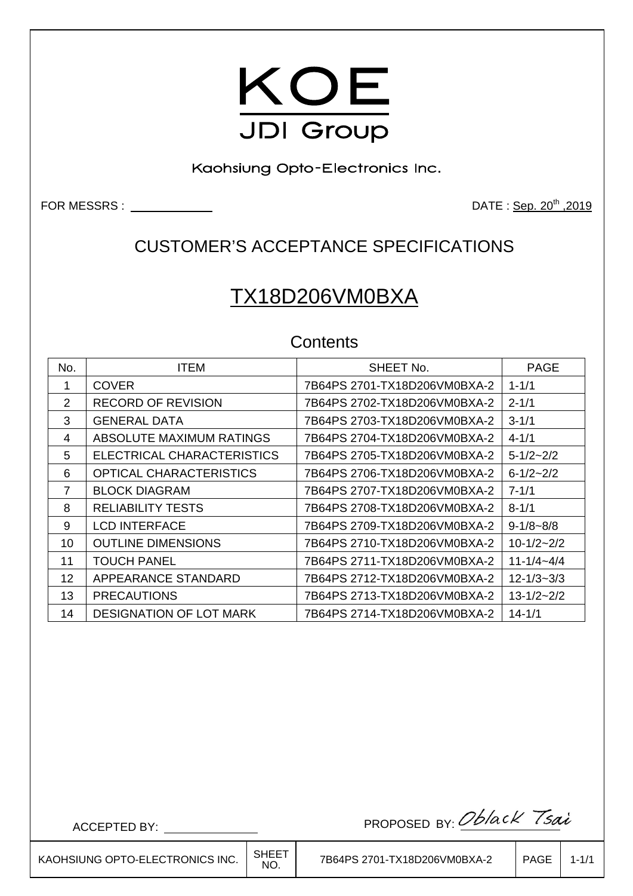# KOE

JDI Group

Kaohsiung Opto-Electronics Inc.

FOR MESSRS : ____________ DATE : Sep. 20th ,2019

## CUSTOMER'S ACCEPTANCE SPECIFICATIONS

# TX18D206VM0BXA

## Contents

| No. | ITEM | SHEET No. | PAGE |
|---|---|---|---|
| 1 | COVER | 7B64PS 2701-TX18D206VM0BXA-2 | 1-1/1 |
| 2 | RECORD OF REVISION | 7B64PS 2702-TX18D206VM0BXA-2 | 2-1/1 |
| 3 | GENERAL DATA | 7B64PS 2703-TX18D206VM0BXA-2 | 3-1/1 |
| 4 | ABSOLUTE MAXIMUM RATINGS | 7B64PS 2704-TX18D206VM0BXA-2 | 4-1/1 |
| 5 | ELECTRICAL CHARACTERISTICS | 7B64PS 2705-TX18D206VM0BXA-2 | 5-1/2~2/2 |
| 6 | OPTICAL CHARACTERISTICS | 7B64PS 2706-TX18D206VM0BXA-2 | 6-1/2~2/2 |
| 7 | BLOCK DIAGRAM | 7B64PS 2707-TX18D206VM0BXA-2 | 7-1/1 |
| 8 | RELIABILITY TESTS | 7B64PS 2708-TX18D206VM0BXA-2 | 8-1/1 |
| 9 | LCD INTERFACE | 7B64PS 2709-TX18D206VM0BXA-2 | 9-1/8~8/8 |
| 10 | OUTLINE DIMENSIONS | 7B64PS 2710-TX18D206VM0BXA-2 | 10-1/2~2/2 |
| 11 | TOUCH PANEL | 7B64PS 2711-TX18D206VM0BXA-2 | 11-1/4~4/4 |
| 12 | APPEARANCE STANDARD | 7B64PS 2712-TX18D206VM0BXA-2 | 12-1/3~3/3 |
| 13 | PRECAUTIONS | 7B64PS 2713-TX18D206VM0BXA-2 | 13-1/2~2/2 |
| 14 | DESIGNATION OF LOT MARK | 7B64PS 2714-TX18D206VM0BXA-2 | 14-1/1 |

ACCEPTED BY: ____________ PROPOSED BY: Oblack Tsai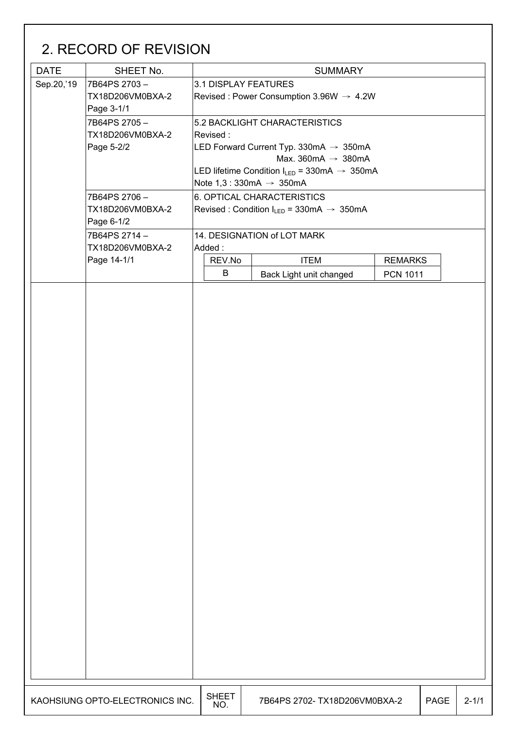# 2. RECORD OF REVISION

| DATE | SHEET No. | SUMMARY |
| --- | --- | --- |
| Sep.20,'19 | 7B64PS 2703 – TX18D206VM0BXA-2 Page 3-1/1 | 3.1 DISPLAY FEATURES<br>Revised : Power Consumption 3.96W → 4.2W |
| | 7B64PS 2705 – TX18D206VM0BXA-2 Page 5-2/2 | 5.2 BACKLIGHT CHARACTERISTICS<br>Revised :<br>LED Forward Current Typ. 330mA → 350mA<br>Max. 360mA → 380mA<br>LED lifetime Condition $I_{LED}$ = 330mA → 350mA<br>Note 1,3 : 330mA → 350mA |
| | 7B64PS 2706 – TX18D206VM0BXA-2 Page 6-1/2 | 6. OPTICAL CHARACTERISTICS<br>Revised : Condition $I_{LED}$ = 330mA → 350mA |
| | 7B64PS 2714 – TX18D206VM0BXA-2 Page 14-1/1 | 14. DESIGNATION of LOT MARK<br>Added :<br>REV.No: B / ITEM: Back Light unit changed / REMARKS: PCN 1011 |

| REV.No | ITEM | REMARKS |
| --- | --- | --- |
| B | Back Light unit changed | PCN 1011 |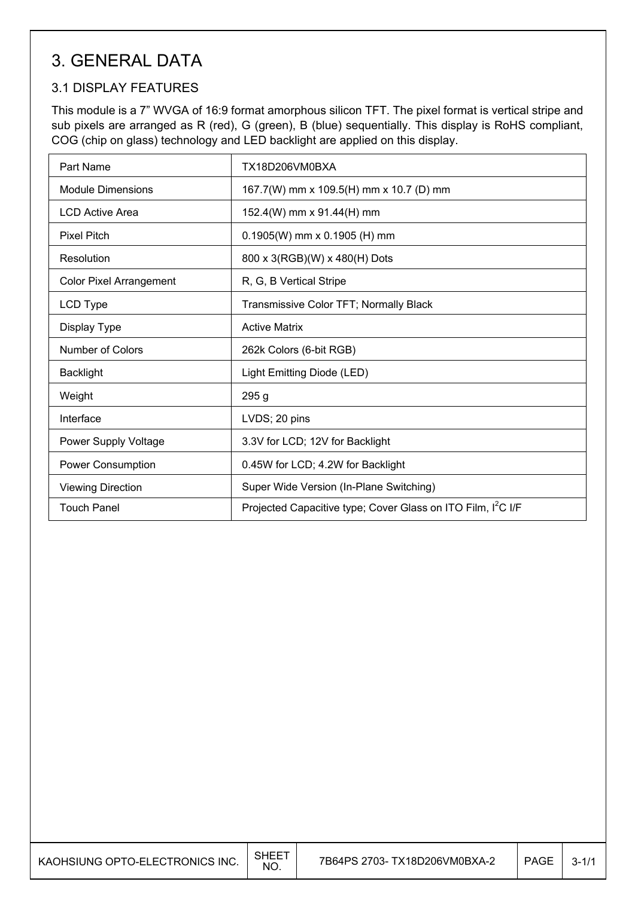# 3. GENERAL DATA

## 3.1 DISPLAY FEATURES

This module is a 7" WVGA of 16:9 format amorphous silicon TFT. The pixel format is vertical stripe and sub pixels are arranged as R (red), G (green), B (blue) sequentially. This display is RoHS compliant, COG (chip on glass) technology and LED backlight are applied on this display.

| Part Name | TX18D206VM0BXA |
|---|---|
| Module Dimensions | 167.7(W) mm x 109.5(H) mm x 10.7 (D) mm |
| LCD Active Area | 152.4(W) mm x 91.44(H) mm |
| Pixel Pitch | 0.1905(W) mm x 0.1905 (H) mm |
| Resolution | 800 x 3(RGB)(W) x 480(H) Dots |
| Color Pixel Arrangement | R, G, B Vertical Stripe |
| LCD Type | Transmissive Color TFT; Normally Black |
| Display Type | Active Matrix |
| Number of Colors | 262k Colors (6-bit RGB) |
| Backlight | Light Emitting Diode (LED) |
| Weight | 295 g |
| Interface | LVDS; 20 pins |
| Power Supply Voltage | 3.3V for LCD; 12V for Backlight |
| Power Consumption | 0.45W for LCD; 4.2W for Backlight |
| Viewing Direction | Super Wide Version (In-Plane Switching) |
| Touch Panel | Projected Capacitive type; Cover Glass on ITO Film, $I^2C$ I/F |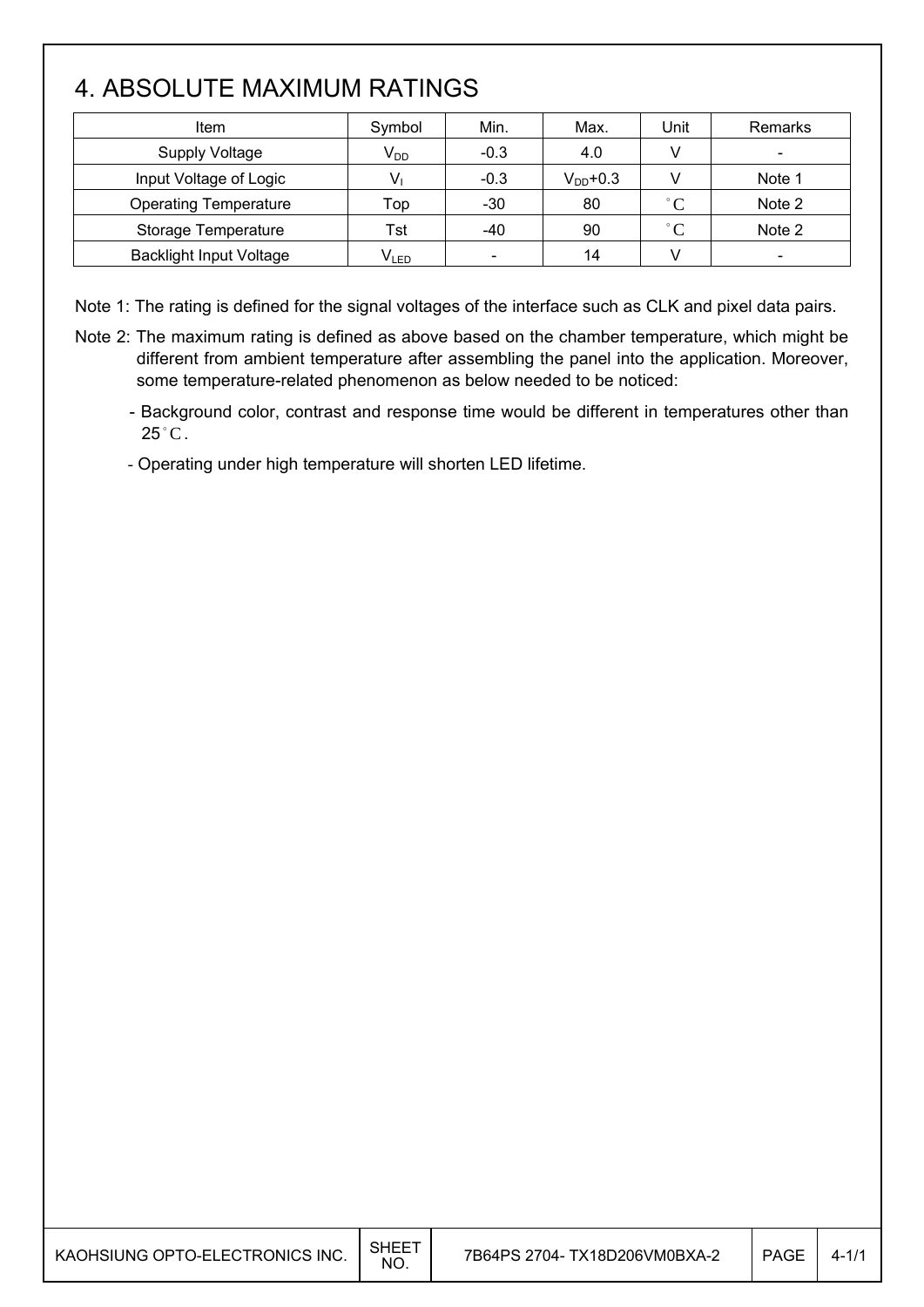# 4. ABSOLUTE MAXIMUM RATINGS

| Item | Symbol | Min. | Max. | Unit | Remarks |
|---|---|---|---|---|---|
| Supply Voltage | $V_{DD}$ | -0.3 | 4.0 | V | - |
| Input Voltage of Logic | $V_I$ | -0.3 | $V_{DD}$+0.3 | V | Note 1 |
| Operating Temperature | Top | -30 | 80 | °C | Note 2 |
| Storage Temperature | Tst | -40 | 90 | °C | Note 2 |
| Backlight Input Voltage | $V_{LED}$ | - | 14 | V | - |

Note 1: The rating is defined for the signal voltages of the interface such as CLK and pixel data pairs.

Note 2: The maximum rating is defined as above based on the chamber temperature, which might be different from ambient temperature after assembling the panel into the application. Moreover, some temperature-related phenomenon as below needed to be noticed:

- Background color, contrast and response time would be different in temperatures other than 25°C.
- Operating under high temperature will shorten LED lifetime.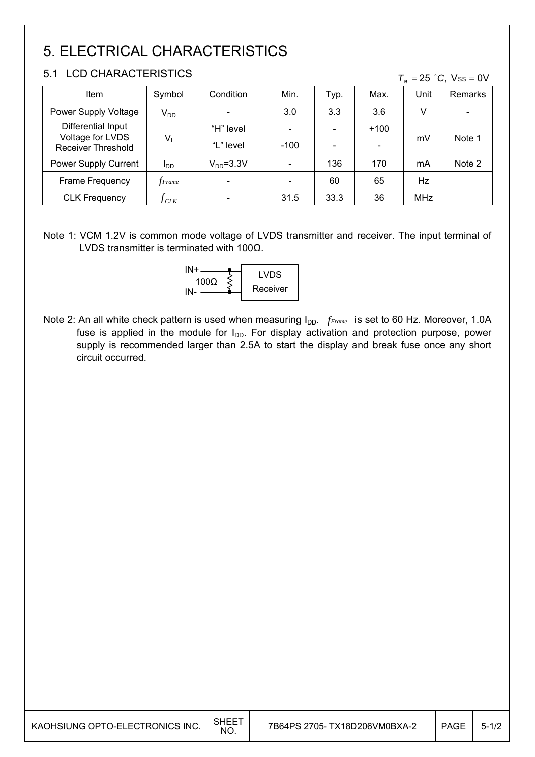# 5. ELECTRICAL CHARACTERISTICS

## 5.1 LCD CHARACTERISTICS

$T_a = 25\ ^\circ C$, $V_{SS} = 0V$

| Item | Symbol | Condition | Min. | Typ. | Max. | Unit | Remarks |
|---|---|---|---|---|---|---|---|
| Power Supply Voltage | $V_{DD}$ | - | 3.0 | 3.3 | 3.6 | V | - |
| Differential Input Voltage for LVDS Receiver Threshold | $V_I$ | "H" level | - | - | +100 | mV | Note 1 |
| | | "L" level | -100 | - | - | | |
| Power Supply Current | $I_{DD}$ | $V_{DD}$=3.3V | - | 136 | 170 | mA | Note 2 |
| Frame Frequency | $f_{Frame}$ | - | - | 60 | 65 | Hz | |
| CLK Frequency | $f_{CLK}$ | - | 31.5 | 33.3 | 36 | MHz | |

Note 1: VCM 1.2V is common mode voltage of LVDS transmitter and receiver. The input terminal of LVDS transmitter is terminated with 100Ω.

IN+ / IN- 100Ω LVDS Receiver

Note 2: An all white check pattern is used when measuring $I_{DD}$. $f_{Frame}$ is set to 60 Hz. Moreover, 1.0A fuse is applied in the module for $I_{DD}$. For display activation and protection purpose, power supply is recommended larger than 2.5A to start the display and break fuse once any short circuit occurred.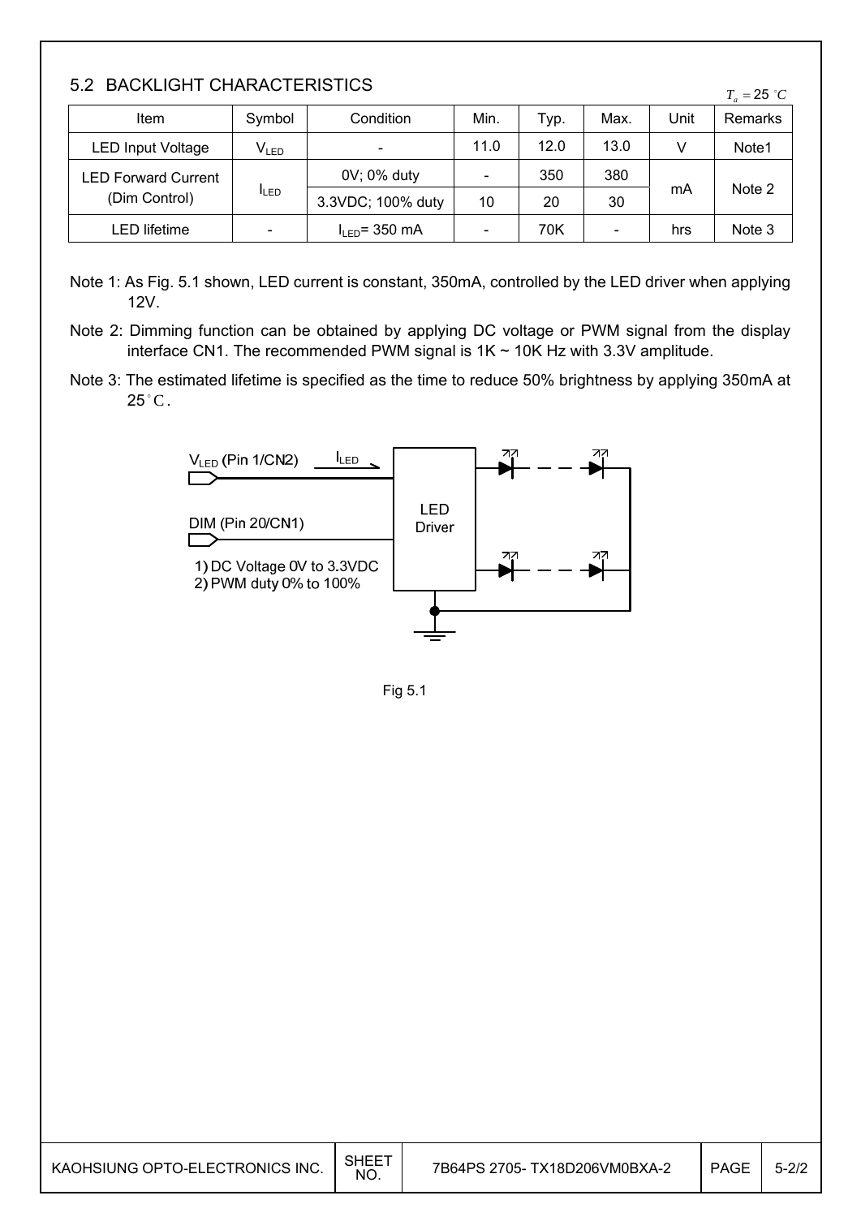## 5.2 BACKLIGHT CHARACTERISTICS

$T_a = 25\ ^{\circ}C$

| Item | Symbol | Condition | Min. | Typ. | Max. | Unit | Remarks |
|---|---|---|---|---|---|---|---|
| LED Input Voltage | $V_{LED}$ | - | 11.0 | 12.0 | 13.0 | V | Note1 |
| LED Forward Current (Dim Control) | $I_{LED}$ | 0V; 0% duty | - | 350 | 380 | mA | Note 2 |
| | | 3.3VDC; 100% duty | 10 | 20 | 30 | | |
| LED lifetime | - | $I_{LED}$= 350 mA | - | 70K | - | hrs | Note 3 |

Note 1: As Fig. 5.1 shown, LED current is constant, 350mA, controlled by the LED driver when applying 12V.

Note 2: Dimming function can be obtained by applying DC voltage or PWM signal from the display interface CN1. The recommended PWM signal is 1K ~ 10K Hz with 3.3V amplitude.

Note 3: The estimated lifetime is specified as the time to reduce 50% brightness by applying 350mA at 25°C.

$V_{LED}$ (Pin 1/CN2)

$I_{LED}$

DIM (Pin 20/CN1)

1) DC Voltage 0V to 3.3VDC
2) PWM duty 0% to 100%

LED Driver

Fig 5.1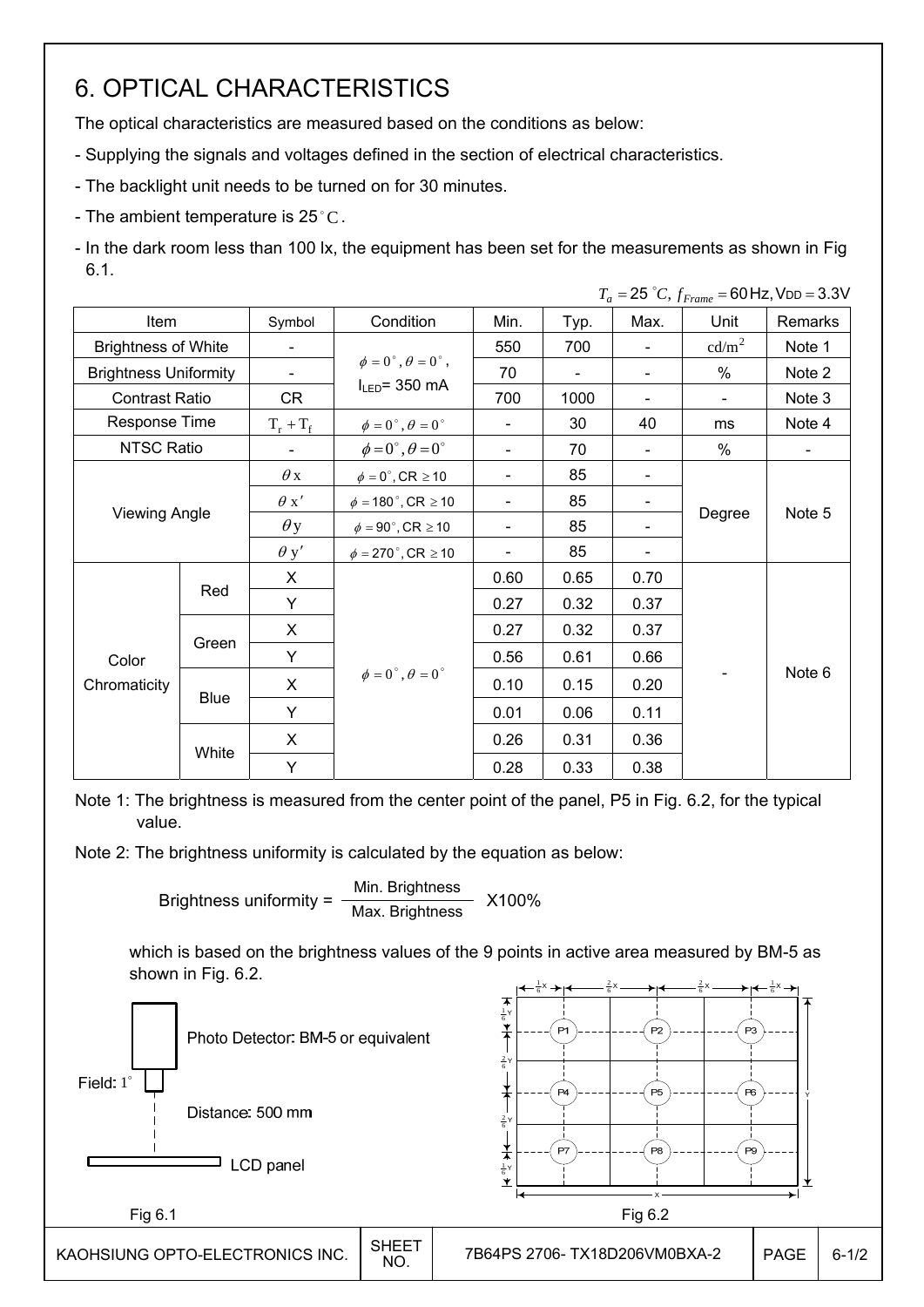# 6. OPTICAL CHARACTERISTICS

The optical characteristics are measured based on the conditions as below:

- Supplying the signals and voltages defined in the section of electrical characteristics.
- The backlight unit needs to be turned on for 30 minutes.
- The ambient temperature is 25 °C.
- In the dark room less than 100 lx, the equipment has been set for the measurements as shown in Fig 6.1.

$T_a = 25\ ^{\circ}C,\ f_{Frame} = 60\text{Hz},\ V_{DD} = 3.3\text{V}$

| Item | | Symbol | Condition | Min. | Typ. | Max. | Unit | Remarks |
|---|---|---|---|---|---|---|---|---|
| Brightness of White | | - | $\phi = 0^{\circ}, \theta = 0^{\circ}$, $I_{LED}$= 350 mA | 550 | 700 | - | $cd/m^2$ | Note 1 |
| Brightness Uniformity | | - | | 70 | - | - | % | Note 2 |
| Contrast Ratio | | CR | | 700 | 1000 | - | - | Note 3 |
| Response Time | | $T_r + T_f$ | $\phi = 0^{\circ}, \theta = 0^{\circ}$ | - | 30 | 40 | ms | Note 4 |
| NTSC Ratio | | - | $\phi = 0^{\circ}, \theta = 0^{\circ}$ | - | 70 | - | % | - |
| Viewing Angle | | $\theta x$ | $\phi = 0^{\circ}$, CR $\geq$ 10 | - | 85 | - | Degree | Note 5 |
| | | $\theta x'$ | $\phi = 180^{\circ}$, CR $\geq$ 10 | - | 85 | - | | |
| | | $\theta y$ | $\phi = 90^{\circ}$, CR $\geq$ 10 | - | 85 | - | | |
| | | $\theta y'$ | $\phi = 270^{\circ}$, CR $\geq$ 10 | - | 85 | - | | |
| Color Chromaticity | Red | X | $\phi = 0^{\circ}, \theta = 0^{\circ}$ | 0.60 | 0.65 | 0.70 | - | Note 6 |
| | | Y | | 0.27 | 0.32 | 0.37 | | |
| | Green | X | | 0.27 | 0.32 | 0.37 | | |
| | | Y | | 0.56 | 0.61 | 0.66 | | |
| | Blue | X | | 0.10 | 0.15 | 0.20 | | |
| | | Y | | 0.01 | 0.06 | 0.11 | | |
| | White | X | | 0.26 | 0.31 | 0.36 | | |
| | | Y | | 0.28 | 0.33 | 0.38 | | |

Note 1: The brightness is measured from the center point of the panel, P5 in Fig. 6.2, for the typical value.

Note 2: The brightness uniformity is calculated by the equation as below:

$$\text{Brightness uniformity} = \frac{\text{Min. Brightness}}{\text{Max. Brightness}} \times 100\%$$

which is based on the brightness values of the 9 points in active area measured by BM-5 as shown in Fig. 6.2.

Photo Detector: BM-5 or equivalent

Field: 1°

Distance: 500 mm

LCD panel

Fig 6.1

Fig 6.2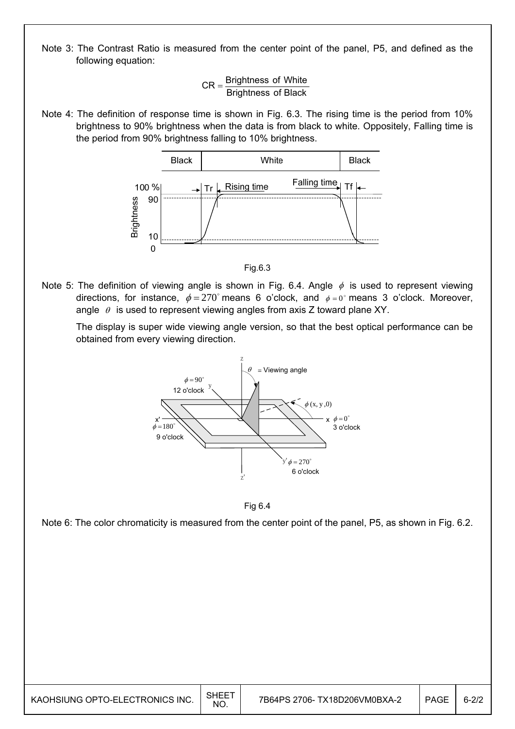Note 3: The Contrast Ratio is measured from the center point of the panel, P5, and defined as the following equation:

$$CR = \frac{\text{Brightness of White}}{\text{Brightness of Black}}$$

Note 4: The definition of response time is shown in Fig. 6.3. The rising time is the period from 10% brightness to 90% brightness when the data is from black to white. Oppositely, Falling time is the period from 90% brightness falling to 10% brightness.

Fig.6.3

Note 5: The definition of viewing angle is shown in Fig. 6.4. Angle $\phi$ is used to represent viewing directions, for instance, $\phi = 270^\circ$ means 6 o'clock, and $\phi = 0^\circ$ means 3 o'clock. Moreover, angle $\theta$ is used to represent viewing angles from axis Z toward plane XY.

The display is super wide viewing angle version, so that the best optical performance can be obtained from every viewing direction.

Fig 6.4

Note 6: The color chromaticity is measured from the center point of the panel, P5, as shown in Fig. 6.2.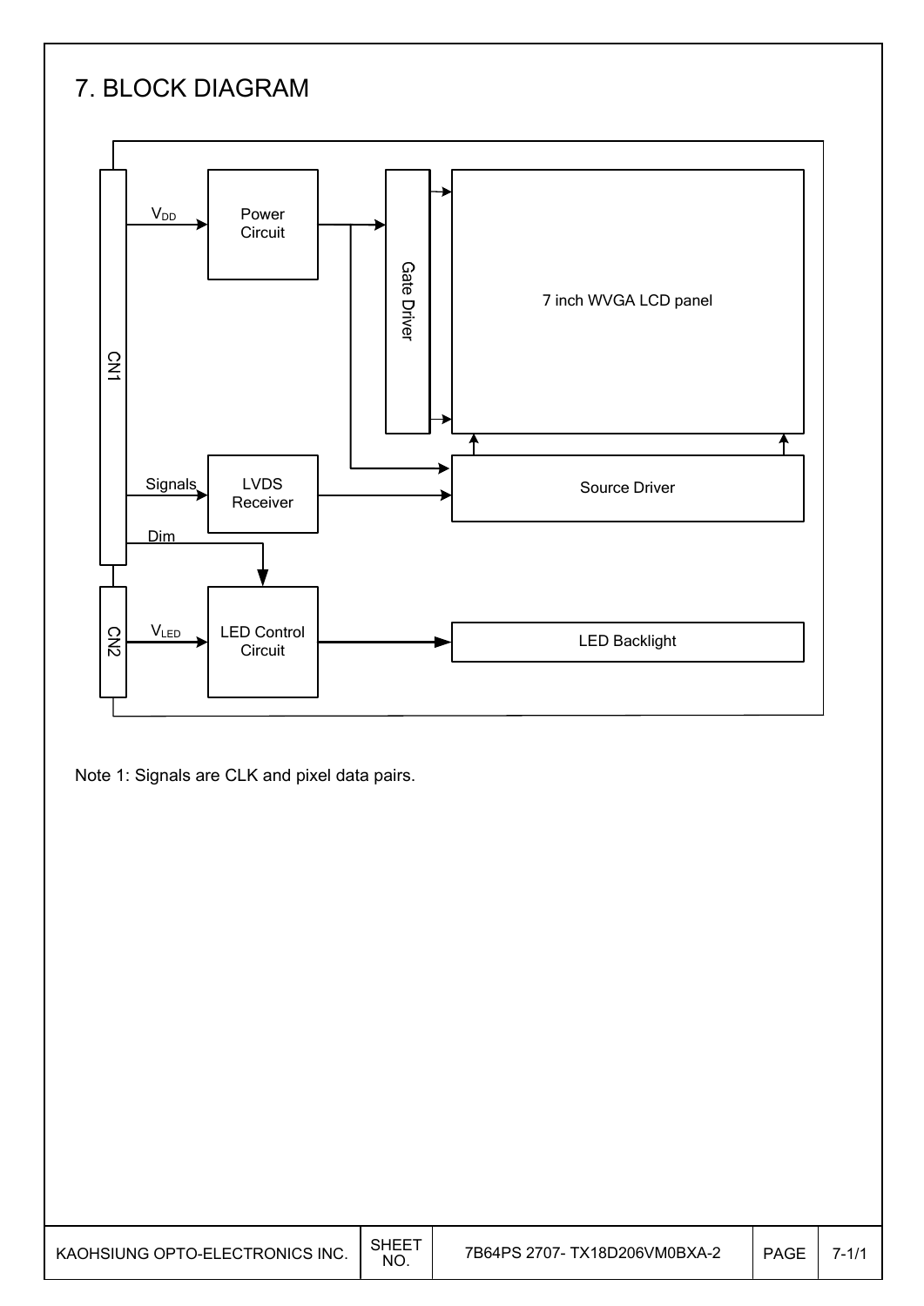# 7. BLOCK DIAGRAM

CN1

$V_{DD}$

Power Circuit

Gate Driver

7 inch WVGA LCD panel

Signals

LVDS Receiver

Source Driver

Dim

CN2

$V_{LED}$

LED Control Circuit

LED Backlight

Note 1: Signals are CLK and pixel data pairs.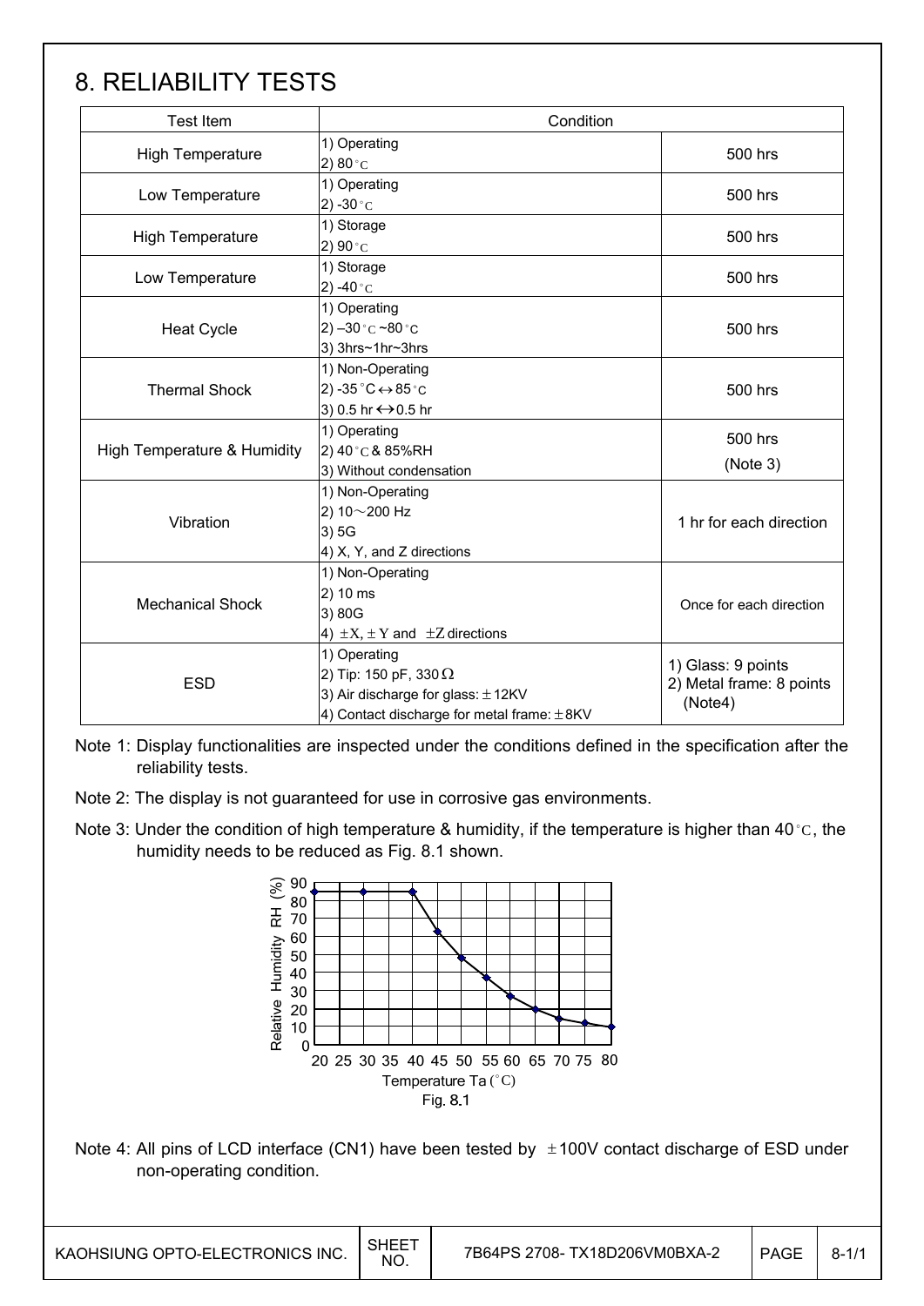# 8. RELIABILITY TESTS

| Test Item | Condition | |
|---|---|---|
| High Temperature | 1) Operating<br>2) 80°C | 500 hrs |
| Low Temperature | 1) Operating<br>2) -30°C | 500 hrs |
| High Temperature | 1) Storage<br>2) 90°C | 500 hrs |
| Low Temperature | 1) Storage<br>2) -40°C | 500 hrs |
| Heat Cycle | 1) Operating<br>2) –30°C ~80°C<br>3) 3hrs~1hr~3hrs | 500 hrs |
| Thermal Shock | 1) Non-Operating<br>2) -35°C ↔ 85°C<br>3) 0.5 hr ↔ 0.5 hr | 500 hrs |
| High Temperature & Humidity | 1) Operating<br>2) 40°C & 85%RH<br>3) Without condensation | 500 hrs<br>(Note 3) |
| Vibration | 1) Non-Operating<br>2) 10～200 Hz<br>3) 5G<br>4) X, Y, and Z directions | 1 hr for each direction |
| Mechanical Shock | 1) Non-Operating<br>2) 10 ms<br>3) 80G<br>4) ±X, ±Y and ±Z directions | Once for each direction |
| ESD | 1) Operating<br>2) Tip: 150 pF, 330Ω<br>3) Air discharge for glass: ±12KV<br>4) Contact discharge for metal frame: ±8KV | 1) Glass: 9 points<br>2) Metal frame: 8 points (Note4) |

Note 1: Display functionalities are inspected under the conditions defined in the specification after the reliability tests.

Note 2: The display is not guaranteed for use in corrosive gas environments.

Note 3: Under the condition of high temperature & humidity, if the temperature is higher than 40°C, the humidity needs to be reduced as Fig. 8.1 shown.

Fig. 8.1

Note 4: All pins of LCD interface (CN1) have been tested by ±100V contact discharge of ESD under non-operating condition.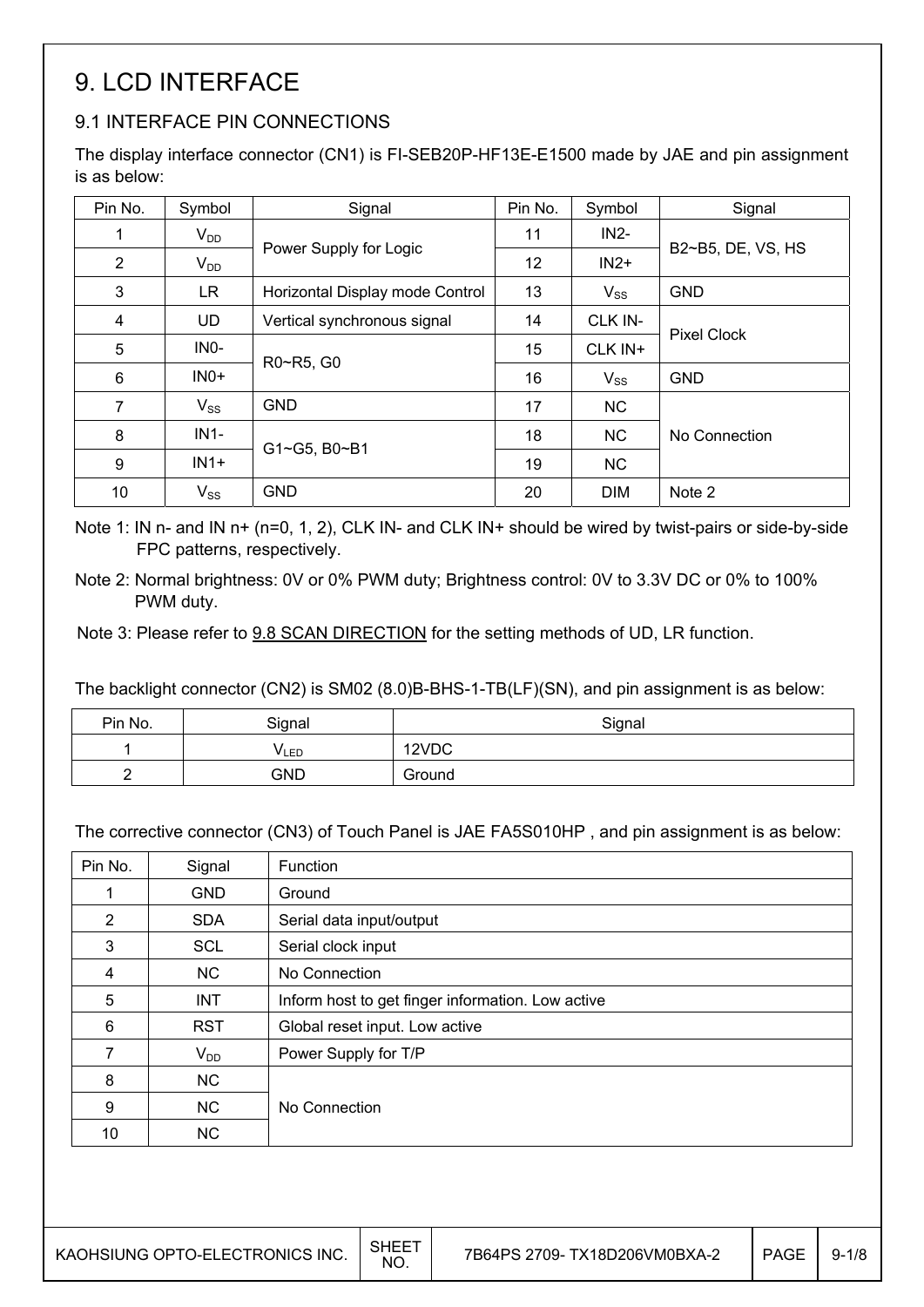# 9. LCD INTERFACE

## 9.1 INTERFACE PIN CONNECTIONS

The display interface connector (CN1) is FI-SEB20P-HF13E-E1500 made by JAE and pin assignment is as below:

| Pin No. | Symbol | Signal | Pin No. | Symbol | Signal |
|---|---|---|---|---|---|
| 1 | $V_{DD}$ | Power Supply for Logic | 11 | IN2- | B2~B5, DE, VS, HS |
| 2 | $V_{DD}$ | | 12 | IN2+ | |
| 3 | LR | Horizontal Display mode Control | 13 | $V_{SS}$ | GND |
| 4 | UD | Vertical synchronous signal | 14 | CLK IN- | Pixel Clock |
| 5 | IN0- | R0~R5, G0 | 15 | CLK IN+ | |
| 6 | IN0+ | | 16 | $V_{SS}$ | GND |
| 7 | $V_{SS}$ | GND | 17 | NC | No Connection |
| 8 | IN1- | G1~G5, B0~B1 | 18 | NC | |
| 9 | IN1+ | | 19 | NC | |
| 10 | $V_{SS}$ | GND | 20 | DIM | Note 2 |

Note 1: IN n- and IN n+ (n=0, 1, 2), CLK IN- and CLK IN+ should be wired by twist-pairs or side-by-side FPC patterns, respectively.

Note 2: Normal brightness: 0V or 0% PWM duty; Brightness control: 0V to 3.3V DC or 0% to 100% PWM duty.

Note 3: Please refer to 9.8 SCAN DIRECTION for the setting methods of UD, LR function.

The backlight connector (CN2) is SM02 (8.0)B-BHS-1-TB(LF)(SN), and pin assignment is as below:

| Pin No. | Signal | Signal |
|---|---|---|
| 1 | $V_{LED}$ | 12VDC |
| 2 | GND | Ground |

The corrective connector (CN3) of Touch Panel is JAE FA5S010HP , and pin assignment is as below:

| Pin No. | Signal | Function |
|---|---|---|
| 1 | GND | Ground |
| 2 | SDA | Serial data input/output |
| 3 | SCL | Serial clock input |
| 4 | NC | No Connection |
| 5 | INT | Inform host to get finger information. Low active |
| 6 | RST | Global reset input. Low active |
| 7 | $V_{DD}$ | Power Supply for T/P |
| 8 | NC | No Connection |
| 9 | NC | |
| 10 | NC | |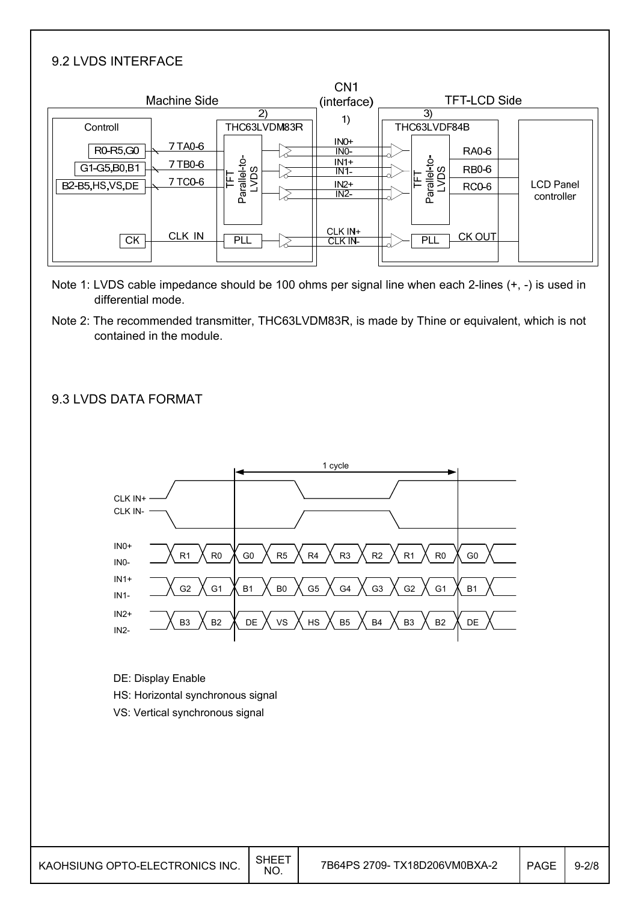## 9.2 LVDS INTERFACE

Machine Side | CN1 (interface) | TFT-LCD Side

Controll: R0-R5,G0 → 7 TA0-6; G1-G5,B0,B1 → 7 TB0-6; B2-B5,HS,VS,DE → 7 TC0-6; CK → CLK IN

2) THC63LVDM83R: TFT Parallel-to-LVDS; PLL

1) IN0+ / IN0-; IN1+ / IN1-; IN2+ / IN2-; CLK IN+ / CLK IN-

3) THC63LVDF84B: TFT Parallel-to-LVDS; PLL → RA0-6, RB0-6, RC0-6, CK OUT → LCD Panel controller

Note 1: LVDS cable impedance should be 100 ohms per signal line when each 2-lines (+, -) is used in differential mode.

Note 2: The recommended transmitter, THC63LVDM83R, is made by Thine or equivalent, which is not contained in the module.

## 9.3 LVDS DATA FORMAT

1 cycle

CLK IN+
CLK IN-

| Signal | | | | | | | | | | |
|---|---|---|---|---|---|---|---|---|---|---|
| IN0+ / IN0- | R1 | R0 | G0 | R5 | R4 | R3 | R2 | R1 | R0 | G0 |
| IN1+ / IN1- | G2 | G1 | B1 | B0 | G5 | G4 | G3 | G2 | G1 | B1 |
| IN2+ / IN2- | B3 | B2 | DE | VS | HS | B5 | B4 | B3 | B2 | DE |

DE: Display Enable

HS: Horizontal synchronous signal

VS: Vertical synchronous signal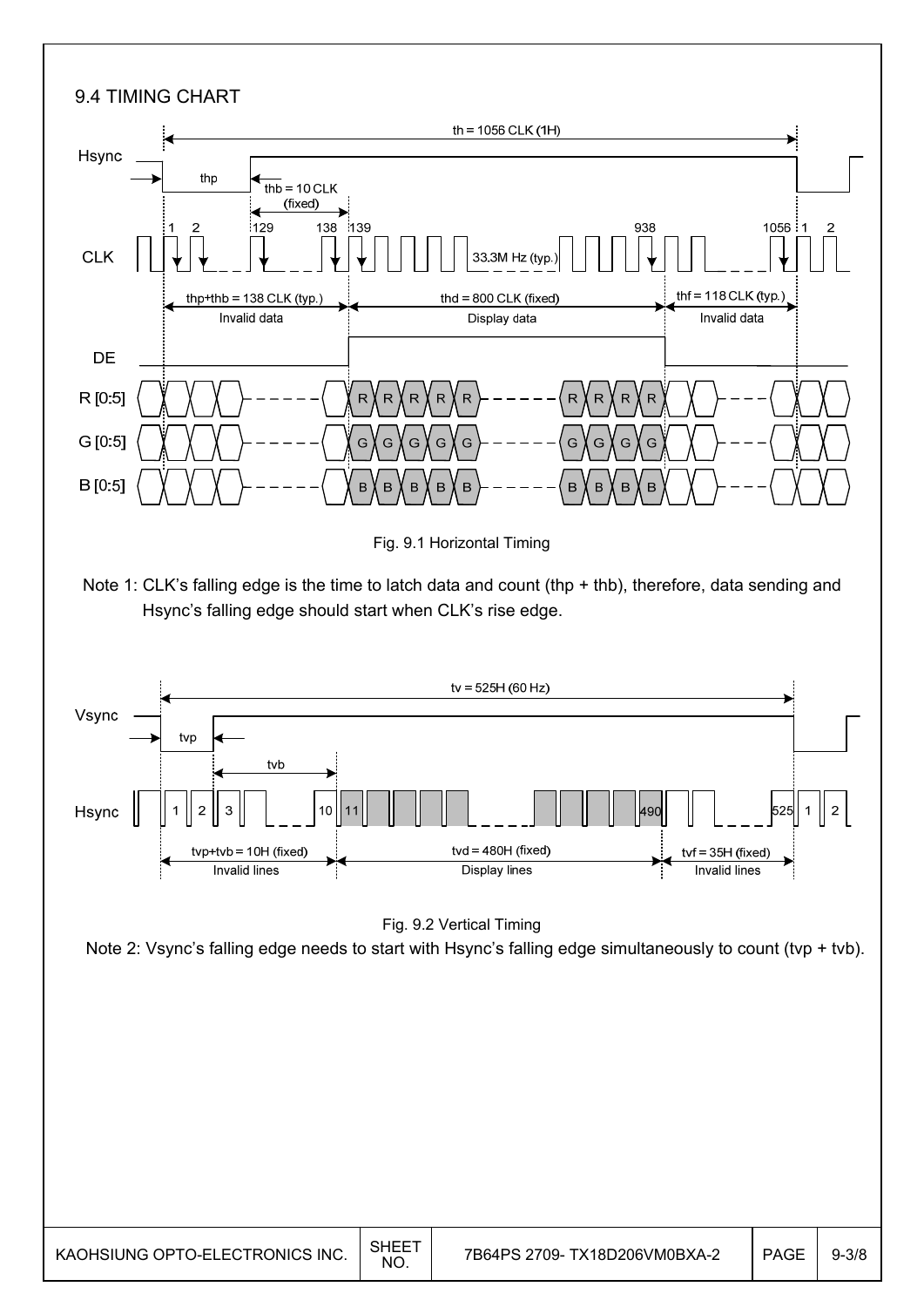## 9.4 TIMING CHART

Hsync

th = 1056 CLK (1H)

thp

thb = 10 CLK (fixed)

CLK

1 2 129 138 139 33.3M Hz (typ.) 938 1056 1 2

thp+thb = 138 CLK (typ.) Invalid data

thd = 800 CLK (fixed) Display data

thf = 118 CLK (typ.) Invalid data

DE

R [0:5]

G [0:5]

B [0:5]

Fig. 9.1 Horizontal Timing

Note 1: CLK's falling edge is the time to latch data and count (thp + thb), therefore, data sending and Hsync's falling edge should start when CLK's rise edge.

Vsync

tv = 525H (60 Hz)

tvp

tvb

Hsync

1 2 3 10 11 490 525 1 2

tvp+tvb = 10H (fixed) Invalid lines

tvd = 480H (fixed) Display lines

tvf = 35H (fixed) Invalid lines

Fig. 9.2 Vertical Timing

Note 2: Vsync's falling edge needs to start with Hsync's falling edge simultaneously to count (tvp + tvb).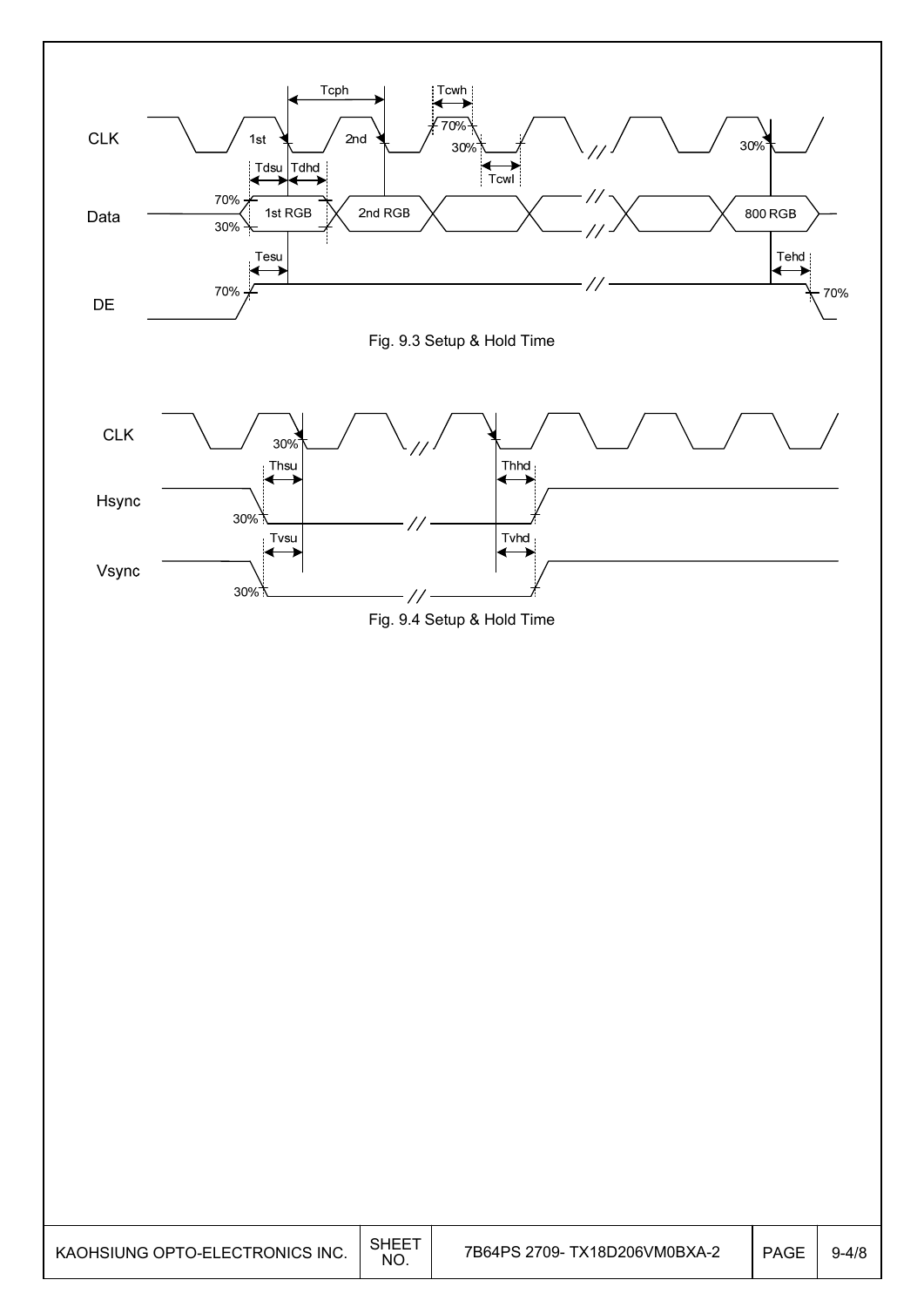Fig. 9.3 Setup & Hold Time

Fig. 9.4 Setup & Hold Time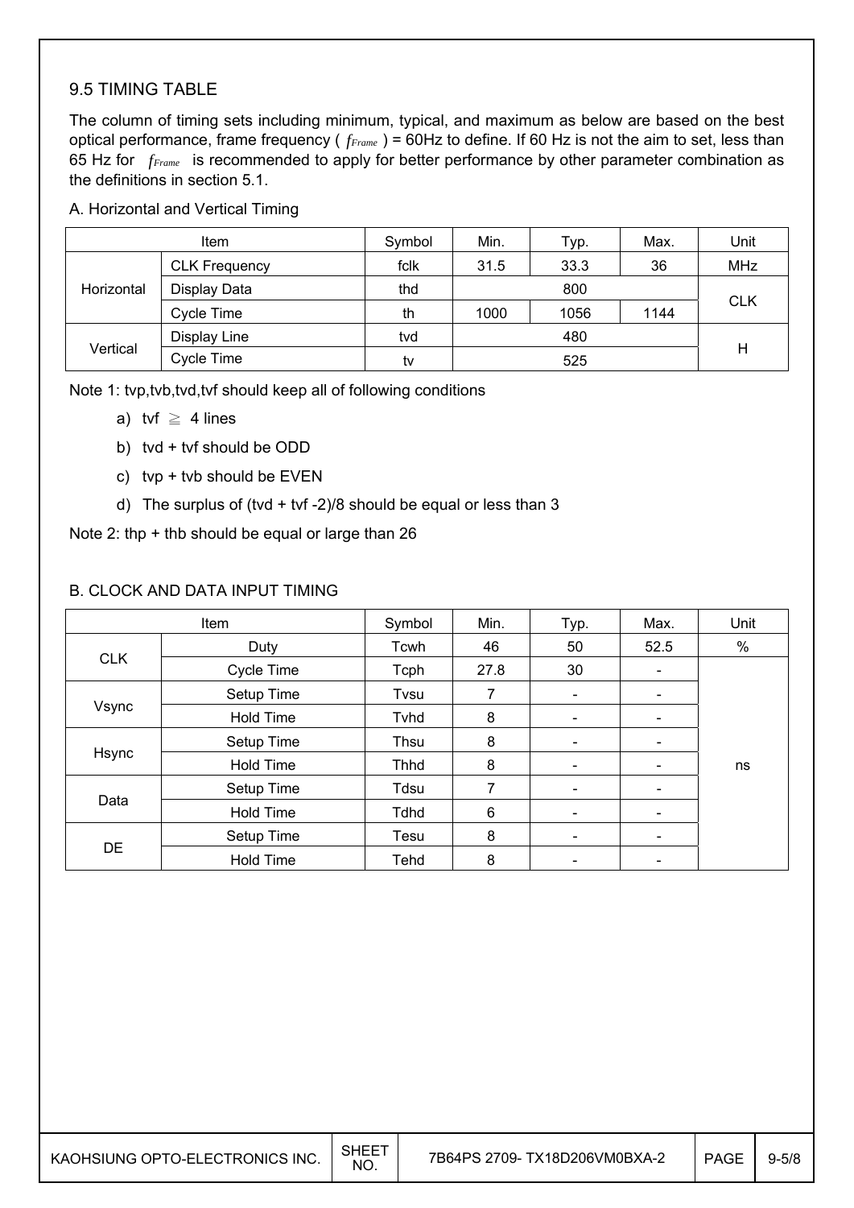## 9.5 TIMING TABLE

The column of timing sets including minimum, typical, and maximum as below are based on the best optical performance, frame frequency ( $f_{Frame}$ ) = 60Hz to define. If 60 Hz is not the aim to set, less than 65 Hz for $f_{Frame}$ is recommended to apply for better performance by other parameter combination as the definitions in section 5.1.

A. Horizontal and Vertical Timing

| Item | | Symbol | Min. | Typ. | Max. | Unit |
|---|---|---|---|---|---|---|
| Horizontal | CLK Frequency | fclk | 31.5 | 33.3 | 36 | MHz |
| | Display Data | thd | | 800 | | CLK |
| | Cycle Time | th | 1000 | 1056 | 1144 | |
| Vertical | Display Line | tvd | | 480 | | H |
| | Cycle Time | tv | | 525 | | |

Note 1: tvp,tvb,tvd,tvf should keep all of following conditions

a) tvf ≧ 4 lines

b) tvd + tvf should be ODD

c) tvp + tvb should be EVEN

d) The surplus of (tvd + tvf -2)/8 should be equal or less than 3

Note 2: thp + thb should be equal or large than 26

B. CLOCK AND DATA INPUT TIMING

| Item | | Symbol | Min. | Typ. | Max. | Unit |
|---|---|---|---|---|---|---|
| CLK | Duty | Tcwh | 46 | 50 | 52.5 | % |
| | Cycle Time | Tcph | 27.8 | 30 | - | ns |
| Vsync | Setup Time | Tvsu | 7 | - | - | |
| | Hold Time | Tvhd | 8 | - | - | |
| Hsync | Setup Time | Thsu | 8 | - | - | |
| | Hold Time | Thhd | 8 | - | - | |
| Data | Setup Time | Tdsu | 7 | - | - | |
| | Hold Time | Tdhd | 6 | - | - | |
| DE | Setup Time | Tesu | 8 | - | - | |
| | Hold Time | Tehd | 8 | - | - | |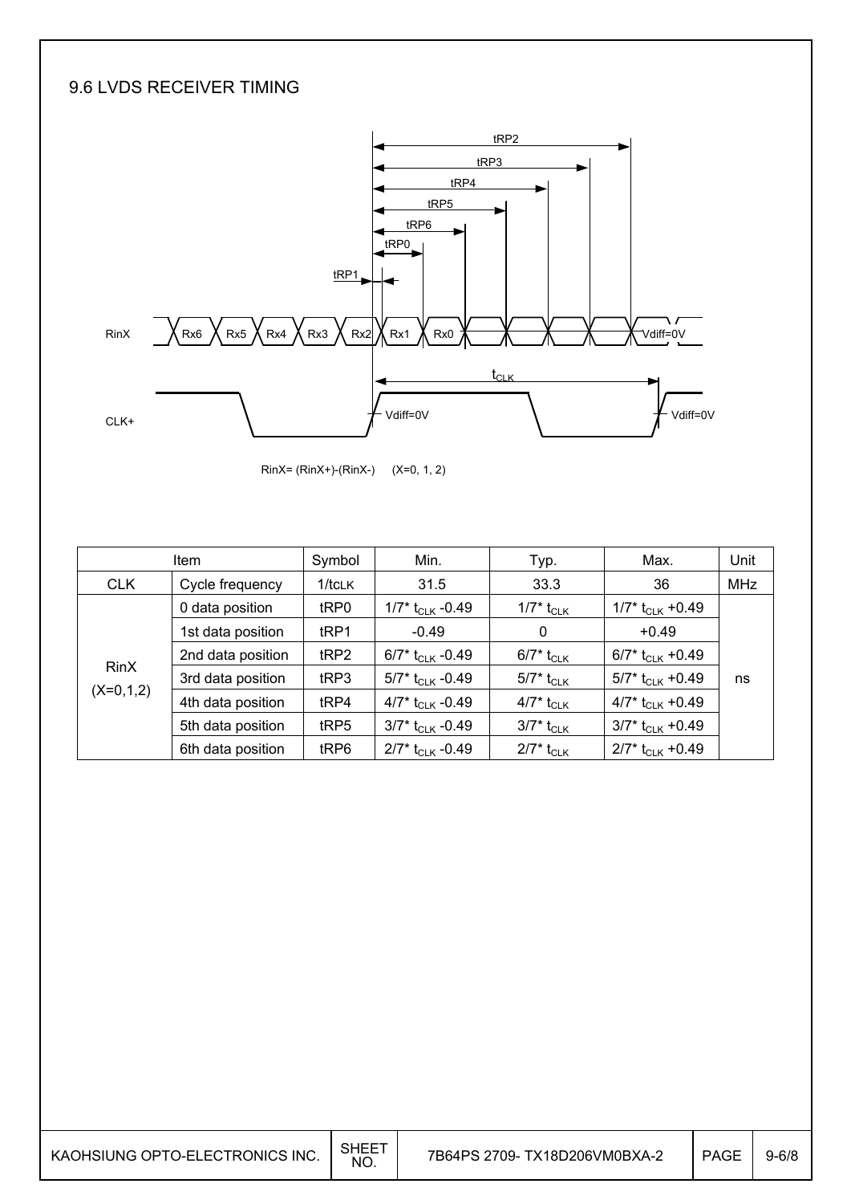## 9.6 LVDS RECEIVER TIMING

RinX= (RinX+)-(RinX-)  (X=0, 1, 2)

| Item | | Symbol | Min. | Typ. | Max. | Unit |
|---|---|---|---|---|---|---|
| CLK | Cycle frequency | $1/t_{CLK}$ | 31.5 | 33.3 | 36 | MHz |
| RinX (X=0,1,2) | 0 data position | tRP0 | $1/7^* t_{CLK}$ -0.49 | $1/7^* t_{CLK}$ | $1/7^* t_{CLK}$ +0.49 | ns |
| | 1st data position | tRP1 | -0.49 | 0 | +0.49 | |
| | 2nd data position | tRP2 | $6/7^* t_{CLK}$ -0.49 | $6/7^* t_{CLK}$ | $6/7^* t_{CLK}$ +0.49 | |
| | 3rd data position | tRP3 | $5/7^* t_{CLK}$ -0.49 | $5/7^* t_{CLK}$ | $5/7^* t_{CLK}$ +0.49 | |
| | 4th data position | tRP4 | $4/7^* t_{CLK}$ -0.49 | $4/7^* t_{CLK}$ | $4/7^* t_{CLK}$ +0.49 | |
| | 5th data position | tRP5 | $3/7^* t_{CLK}$ -0.49 | $3/7^* t_{CLK}$ | $3/7^* t_{CLK}$ +0.49 | |
| | 6th data position | tRP6 | $2/7^* t_{CLK}$ -0.49 | $2/7^* t_{CLK}$ | $2/7^* t_{CLK}$ +0.49 | |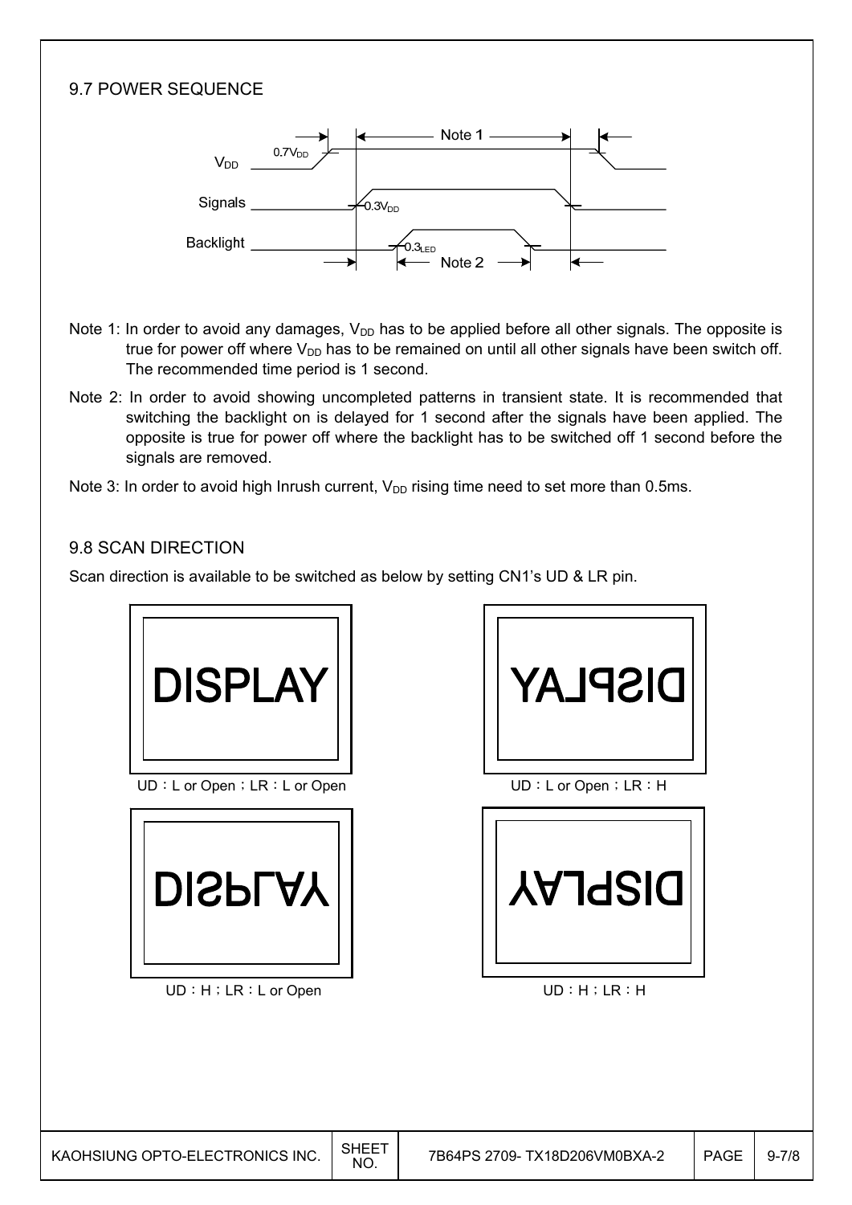## 9.7 POWER SEQUENCE

Note 1: In order to avoid any damages, $V_{DD}$ has to be applied before all other signals. The opposite is true for power off where $V_{DD}$ has to be remained on until all other signals have been switch off. The recommended time period is 1 second.

Note 2: In order to avoid showing uncompleted patterns in transient state. It is recommended that switching the backlight on is delayed for 1 second after the signals have been applied. The opposite is true for power off where the backlight has to be switched off 1 second before the signals are removed.

Note 3: In order to avoid high Inrush current, $V_{DD}$ rising time need to set more than 0.5ms.

## 9.8 SCAN DIRECTION

Scan direction is available to be switched as below by setting CN1's UD & LR pin.

UD：L or Open；LR：L or Open

UD：L or Open；LR：H

UD：H；LR：L or Open

UD：H；LR：H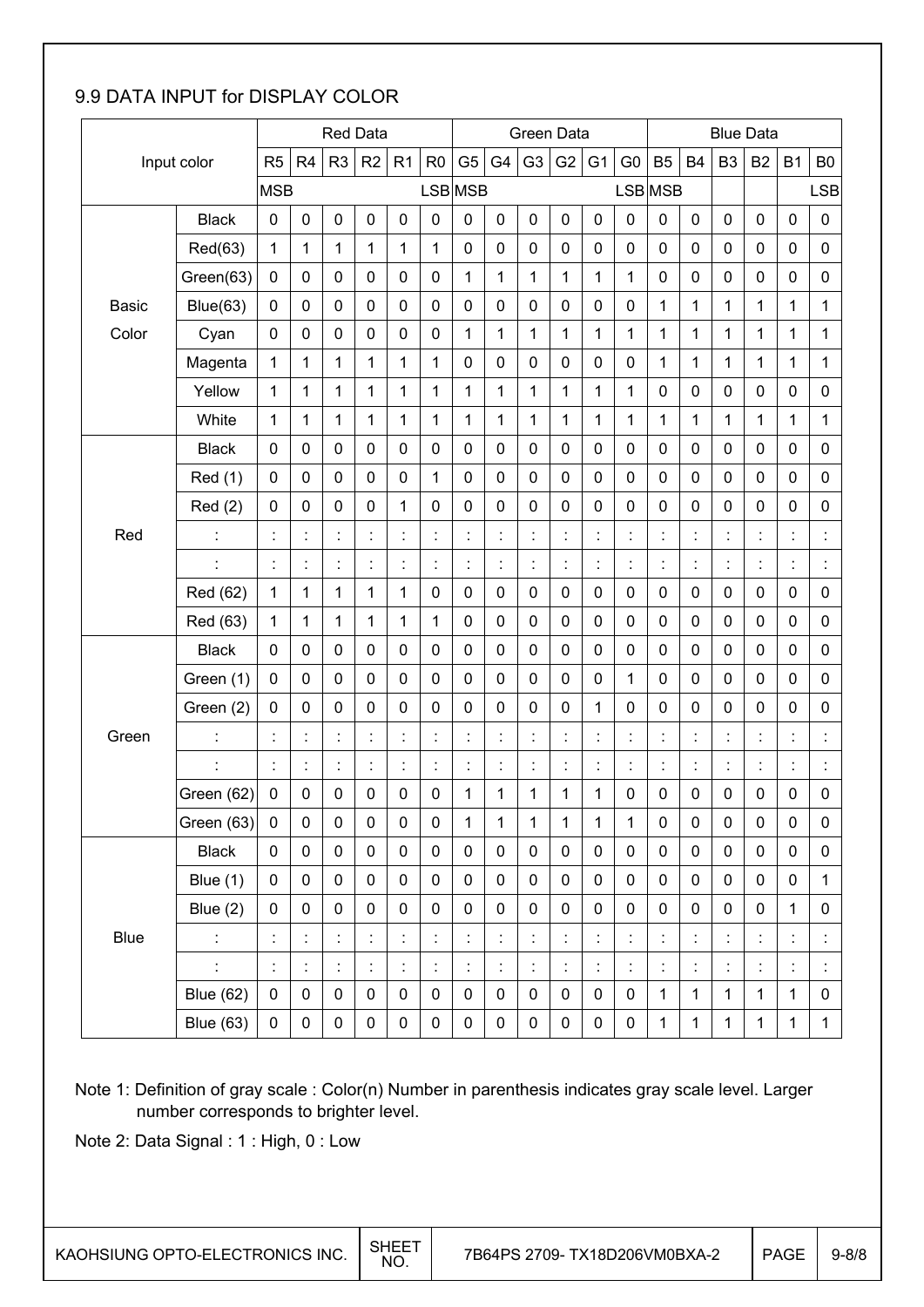## 9.9 DATA INPUT for DISPLAY COLOR

| Input color | | Red Data | | | | | | Green Data | | | | | | Blue Data | | | | | |
|---|---|---|---|---|---|---|---|---|---|---|---|---|---|---|---|---|---|---|---|
| | | R5 | R4 | R3 | R2 | R1 | R0 | G5 | G4 | G3 | G2 | G1 | G0 | B5 | B4 | B3 | B2 | B1 | B0 |
| | | MSB | | | | | LSB | MSB | | | | | LSB | MSB | | | | | LSB |
| Basic Color | Black | 0 | 0 | 0 | 0 | 0 | 0 | 0 | 0 | 0 | 0 | 0 | 0 | 0 | 0 | 0 | 0 | 0 | 0 |
| | Red(63) | 1 | 1 | 1 | 1 | 1 | 1 | 0 | 0 | 0 | 0 | 0 | 0 | 0 | 0 | 0 | 0 | 0 | 0 |
| | Green(63) | 0 | 0 | 0 | 0 | 0 | 0 | 1 | 1 | 1 | 1 | 1 | 1 | 0 | 0 | 0 | 0 | 0 | 0 |
| | Blue(63) | 0 | 0 | 0 | 0 | 0 | 0 | 0 | 0 | 0 | 0 | 0 | 0 | 1 | 1 | 1 | 1 | 1 | 1 |
| | Cyan | 0 | 0 | 0 | 0 | 0 | 0 | 1 | 1 | 1 | 1 | 1 | 1 | 1 | 1 | 1 | 1 | 1 | 1 |
| | Magenta | 1 | 1 | 1 | 1 | 1 | 1 | 0 | 0 | 0 | 0 | 0 | 0 | 1 | 1 | 1 | 1 | 1 | 1 |
| | Yellow | 1 | 1 | 1 | 1 | 1 | 1 | 1 | 1 | 1 | 1 | 1 | 1 | 0 | 0 | 0 | 0 | 0 | 0 |
| | White | 1 | 1 | 1 | 1 | 1 | 1 | 1 | 1 | 1 | 1 | 1 | 1 | 1 | 1 | 1 | 1 | 1 | 1 |
| Red | Black | 0 | 0 | 0 | 0 | 0 | 0 | 0 | 0 | 0 | 0 | 0 | 0 | 0 | 0 | 0 | 0 | 0 | 0 |
| | Red (1) | 0 | 0 | 0 | 0 | 0 | 1 | 0 | 0 | 0 | 0 | 0 | 0 | 0 | 0 | 0 | 0 | 0 | 0 |
| | Red (2) | 0 | 0 | 0 | 0 | 1 | 0 | 0 | 0 | 0 | 0 | 0 | 0 | 0 | 0 | 0 | 0 | 0 | 0 |
| | : | : | : | : | : | : | : | : | : | : | : | : | : | : | : | : | : | : | : |
| | : | : | : | : | : | : | : | : | : | : | : | : | : | : | : | : | : | : | : |
| | Red (62) | 1 | 1 | 1 | 1 | 1 | 0 | 0 | 0 | 0 | 0 | 0 | 0 | 0 | 0 | 0 | 0 | 0 | 0 |
| | Red (63) | 1 | 1 | 1 | 1 | 1 | 1 | 0 | 0 | 0 | 0 | 0 | 0 | 0 | 0 | 0 | 0 | 0 | 0 |
| Green | Black | 0 | 0 | 0 | 0 | 0 | 0 | 0 | 0 | 0 | 0 | 0 | 0 | 0 | 0 | 0 | 0 | 0 | 0 |
| | Green (1) | 0 | 0 | 0 | 0 | 0 | 0 | 0 | 0 | 0 | 0 | 0 | 1 | 0 | 0 | 0 | 0 | 0 | 0 |
| | Green (2) | 0 | 0 | 0 | 0 | 0 | 0 | 0 | 0 | 0 | 0 | 1 | 0 | 0 | 0 | 0 | 0 | 0 | 0 |
| | : | : | : | : | : | : | : | : | : | : | : | : | : | : | : | : | : | : | : |
| | : | : | : | : | : | : | : | : | : | : | : | : | : | : | : | : | : | : | : |
| | Green (62) | 0 | 0 | 0 | 0 | 0 | 0 | 1 | 1 | 1 | 1 | 1 | 0 | 0 | 0 | 0 | 0 | 0 | 0 |
| | Green (63) | 0 | 0 | 0 | 0 | 0 | 0 | 1 | 1 | 1 | 1 | 1 | 1 | 0 | 0 | 0 | 0 | 0 | 0 |
| Blue | Black | 0 | 0 | 0 | 0 | 0 | 0 | 0 | 0 | 0 | 0 | 0 | 0 | 0 | 0 | 0 | 0 | 0 | 0 |
| | Blue (1) | 0 | 0 | 0 | 0 | 0 | 0 | 0 | 0 | 0 | 0 | 0 | 0 | 0 | 0 | 0 | 0 | 0 | 1 |
| | Blue (2) | 0 | 0 | 0 | 0 | 0 | 0 | 0 | 0 | 0 | 0 | 0 | 0 | 0 | 0 | 0 | 0 | 1 | 0 |
| | : | : | : | : | : | : | : | : | : | : | : | : | : | : | : | : | : | : | : |
| | : | : | : | : | : | : | : | : | : | : | : | : | : | : | : | : | : | : | : |
| | Blue (62) | 0 | 0 | 0 | 0 | 0 | 0 | 0 | 0 | 0 | 0 | 0 | 0 | 1 | 1 | 1 | 1 | 1 | 0 |
| | Blue (63) | 0 | 0 | 0 | 0 | 0 | 0 | 0 | 0 | 0 | 0 | 0 | 0 | 1 | 1 | 1 | 1 | 1 | 1 |

Note 1: Definition of gray scale : Color(n) Number in parenthesis indicates gray scale level. Larger number corresponds to brighter level.

Note 2: Data Signal : 1 : High, 0 : Low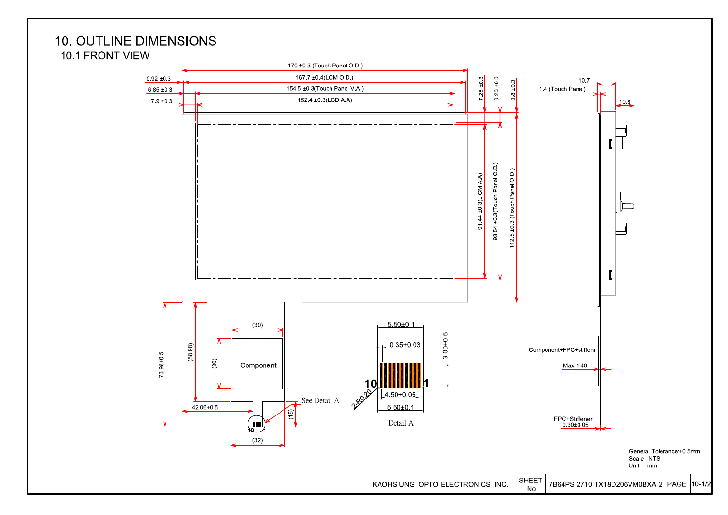# 10. OUTLINE DIMENSIONS

## 10.1 FRONT VIEW

170 ±0.3 (Touch Panel O.D.)

0.92 ±0.3

167.7 ±0.4(LCM O.D.)

6.85 ±0.3

154.5 ±0.3(Touch Panel V.A.)

7.9 ±0.3

152.4 ±0.3(LCD A.A)

7.28 ±0.3

6.23 ±0.3

0.8 ±0.3

91.44 ±0.3(LCM A.A)

93.54 ±0.3(Touch Panel O.D.)

112.5 ±0.3 (Touch Panel O.D.)

10.7

1.4 (Touch Panel)

10.8

73.98±0.5

(58.98)

(30)

(30)

Component

42.06±0.5

(15)

(32)

See Detail A

5.50±0.1

0.35±0.03

3.00±0.5

10

1

2-R0.20

4.50±0.05

5.50±0.1

Detail A

Component+FPC+stiffenr

Max.1.40

FPC+Stiffener

0.30±0.05

General Tolerance:±0.5mm

Scale : NTS

Unit : mm

| KAOHSIUNG OPTO-ELECTRONICS INC. | SHEET No. | 7B64PS 2710-TX18D206VM0BXA-2 | PAGE | 10-1/2 |
|---|---|---|---|---|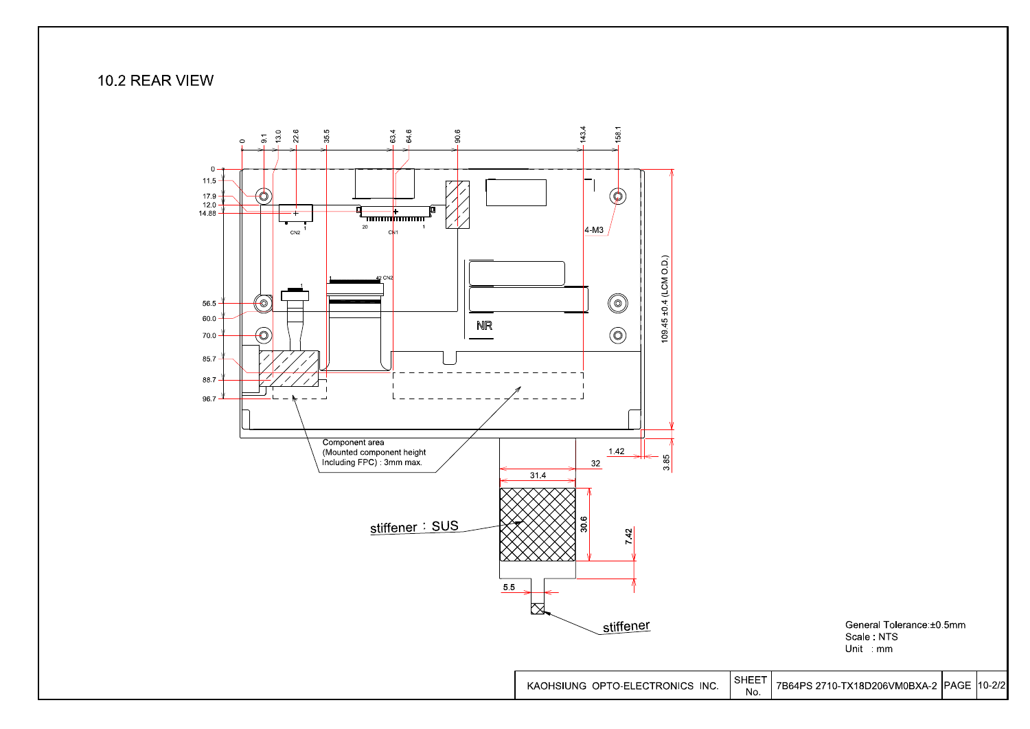## 10.2 REAR VIEW

0 9.1 13.0 22.6 35.5 63.4 64.6 90.6 143.4 158.1

0
11.5
17.9
12.0
14.88
56.5
60.0
70.0
85.7
88.7
96.7

CN2 CN1 20 1 1 42 CN2

4-M3

NR

109.45 ±0.4 (LCM O.D.)

Component area
(Mounted component height
Including FPC) : 3mm max.

1.42
32
3.85
31.4
30.6
7.42
5.5

stiffener : SUS

stiffener

General Tolerance:±0.5mm
Scale : NTS
Unit : mm

| KAOHSIUNG OPTO-ELECTRONICS INC. | SHEET No. | 7B64PS 2710-TX18D206VM0BXA-2 | PAGE | 10-2/2 |
|---|---|---|---|---|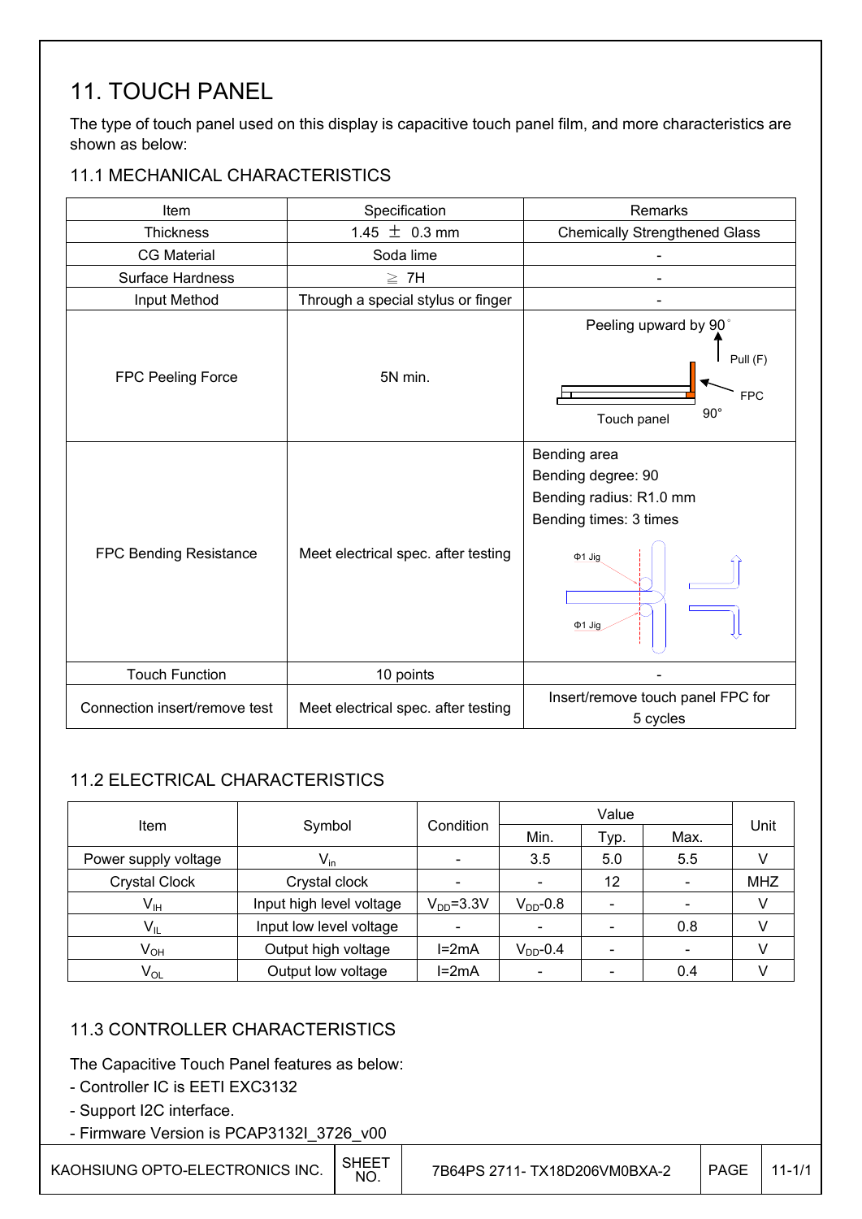# 11. TOUCH PANEL

The type of touch panel used on this display is capacitive touch panel film, and more characteristics are shown as below:

## 11.1 MECHANICAL CHARACTERISTICS

| Item | Specification | Remarks |
|---|---|---|
| Thickness | 1.45 ± 0.3 mm | Chemically Strengthened Glass |
| CG Material | Soda lime | - |
| Surface Hardness | ≧ 7H | - |
| Input Method | Through a special stylus or finger | - |
| FPC Peeling Force | 5N min. | Peeling upward by 90° Pull (F) FPC Touch panel 90° |
| FPC Bending Resistance | Meet electrical spec. after testing | Bending area<br>Bending degree: 90<br>Bending radius: R1.0 mm<br>Bending times: 3 times<br>Φ1 Jig<br>Φ1 Jig |
| Touch Function | 10 points | - |
| Connection insert/remove test | Meet electrical spec. after testing | Insert/remove touch panel FPC for 5 cycles |

## 11.2 ELECTRICAL CHARACTERISTICS

| Item | Symbol | Condition | Value | | | Unit |
|---|---|---|---|---|---|---|
| | | | Min. | Typ. | Max. | |
| Power supply voltage | $V_{in}$ | - | 3.5 | 5.0 | 5.5 | V |
| Crystal Clock | Crystal clock | - | - | 12 | - | MHZ |
| $V_{IH}$ | Input high level voltage | $V_{DD}$=3.3V | $V_{DD}$-0.8 | - | - | V |
| $V_{IL}$ | Input low level voltage | - | - | - | 0.8 | V |
| $V_{OH}$ | Output high voltage | I=2mA | $V_{DD}$-0.4 | - | - | V |
| $V_{OL}$ | Output low voltage | I=2mA | - | - | 0.4 | V |

## 11.3 CONTROLLER CHARACTERISTICS

The Capacitive Touch Panel features as below:

- Controller IC is EETI EXC3132
- Support I2C interface.
- Firmware Version is PCAP3132I_3726_v00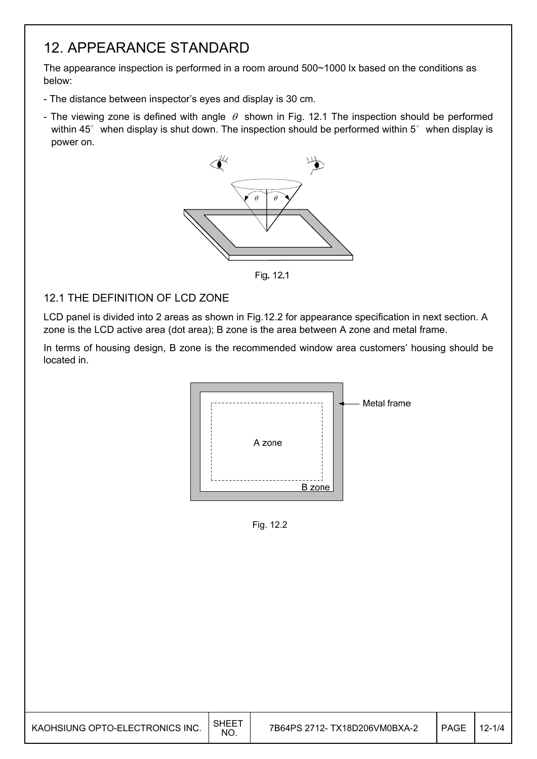## 12. APPEARANCE STANDARD

The appearance inspection is performed in a room around 500~1000 lx based on the conditions as below:

- The distance between inspector's eyes and display is 30 cm.
- The viewing zone is defined with angle $\theta$ shown in Fig. 12.1 The inspection should be performed within 45° when display is shut down. The inspection should be performed within 5° when display is power on.

Fig. 12.1

### 12.1 THE DEFINITION OF LCD ZONE

LCD panel is divided into 2 areas as shown in Fig.12.2 for appearance specification in next section. A zone is the LCD active area (dot area); B zone is the area between A zone and metal frame.

In terms of housing design, B zone is the recommended window area customers' housing should be located in.

Fig. 12.2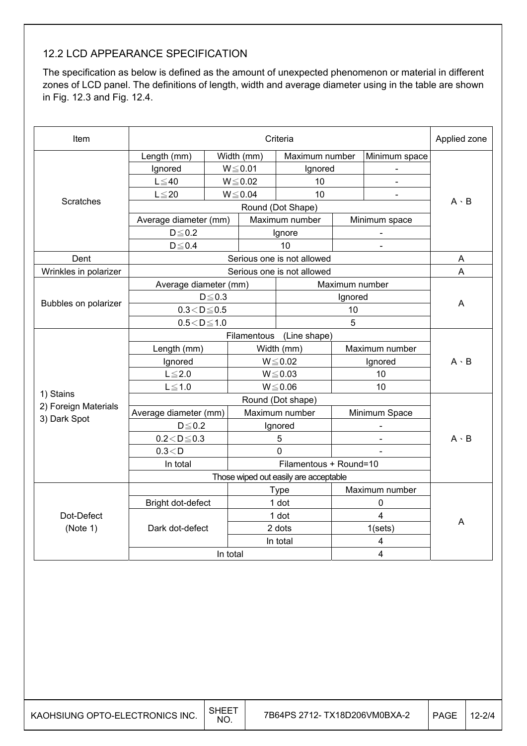## 12.2 LCD APPEARANCE SPECIFICATION

The specification as below is defined as the amount of unexpected phenomenon or material in different zones of LCD panel. The definitions of length, width and average diameter using in the table are shown in Fig. 12.3 and Fig. 12.4.

| Item | Criteria | | | | Applied zone |
|---|---|---|---|---|---|
| Scratches | Length (mm) | Width (mm) | Maximum number | Minimum space | A、B |
| | Ignored | W≦0.01 | Ignored | - | |
| | L≦40 | W≦0.02 | 10 | - | |
| | L≦20 | W≦0.04 | 10 | - | |
| | Round (Dot Shape) | | | | |
| | Average diameter (mm) | | Maximum number | Minimum space | |
| | D≦0.2 | | Ignore | - | |
| | D≦0.4 | | 10 | - | |
| Dent | Serious one is not allowed | | | | A |
| Wrinkles in polarizer | Serious one is not allowed | | | | A |
| Bubbles on polarizer | Average diameter (mm) | | Maximum number | | A |
| | D≦0.3 | | Ignored | | |
| | 0.3＜D≦0.5 | | 10 | | |
| | 0.5＜D≦1.0 | | 5 | | |
| 1) Stains<br>2) Foreign Materials<br>3) Dark Spot | Filamentous (Line shape) | | | | A、B |
| | Length (mm) | Width (mm) | Maximum number | | |
| | Ignored | W≦0.02 | Ignored | | |
| | L≦2.0 | W≦0.03 | 10 | | |
| | L≦1.0 | W≦0.06 | 10 | | |
| | Round (Dot shape) | | | | A、B |
| | Average diameter (mm) | Maximum number | Minimum Space | | |
| | D≦0.2 | Ignored | - | | |
| | 0.2＜D≦0.3 | 5 | - | | |
| | 0.3＜D | 0 | - | | |
| | In total | Filamentous + Round=10 | | | |
| | Those wiped out easily are acceptable | | | | |
| Dot-Defect<br>(Note 1) | | Type | Maximum number | | A |
| | Bright dot-defect | 1 dot | 0 | | |
| | Dark dot-defect | 1 dot | 4 | | |
| | | 2 dots | 1(sets) | | |
| | | In total | 4 | | |
| | In total | | 4 | | |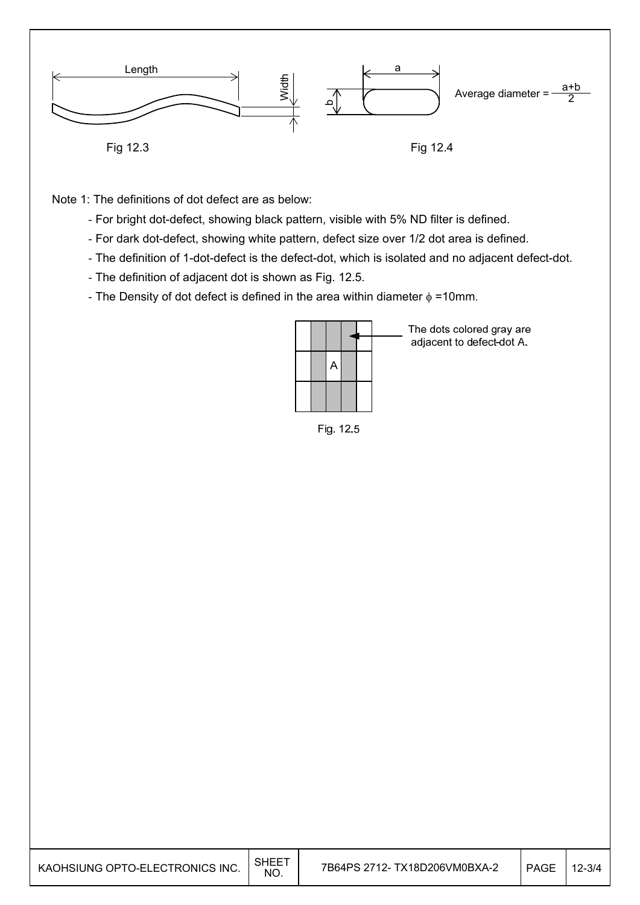Fig 12.3

Average diameter = $\frac{a+b}{2}$

Fig 12.4

Note 1: The definitions of dot defect are as below:

- For bright dot-defect, showing black pattern, visible with 5% ND filter is defined.
- For dark dot-defect, showing white pattern, defect size over 1/2 dot area is defined.
- The definition of 1-dot-defect is the defect-dot, which is isolated and no adjacent defect-dot.
- The definition of adjacent dot is shown as Fig. 12.5.
- The Density of dot defect is defined in the area within diameter $\phi$ =10mm.

The dots colored gray are adjacent to defect-dot A.

Fig. 12.5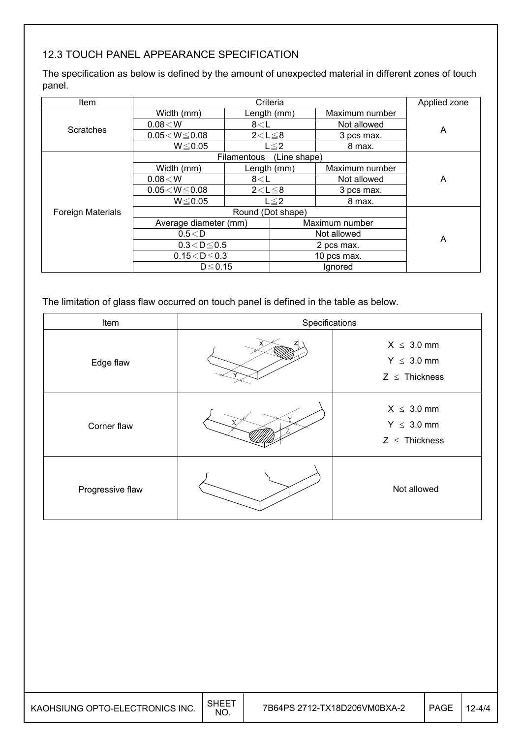### 12.3 TOUCH PANEL APPEARANCE SPECIFICATION

The specification as below is defined by the amount of unexpected material in different zones of touch panel.

| Item | Criteria | | | Applied zone |
|---|---|---|---|---|
| Scratches | Width (mm) | Length (mm) | Maximum number | A |
| | 0.08＜W | 8＜L | Not allowed | |
| | 0.05＜W≦0.08 | 2＜L≦8 | 3 pcs max. | |
| | W≦0.05 | L≦2 | 8 max. | |
| Foreign Materials | Filamentous (Line shape) | | | A |
| | Width (mm) | Length (mm) | Maximum number | |
| | 0.08＜W | 8＜L | Not allowed | |
| | 0.05＜W≦0.08 | 2＜L≦8 | 3 pcs max. | |
| | W≦0.05 | L≦2 | 8 max. | |
| | Round (Dot shape) | | | A |
| | Average diameter (mm) | | Maximum number | |
| | 0.5＜D | | Not allowed | |
| | 0.3＜D≦0.5 | | 2 pcs max. | |
| | 0.15＜D≦0.3 | | 10 pcs max. | |
| | D≦0.15 | | Ignored | |

The limitation of glass flaw occurred on touch panel is defined in the table as below.

| Item | Specifications | |
|---|---|---|
| Edge flaw | | X ≤ 3.0 mm<br>Y ≤ 3.0 mm<br>Z ≤ Thickness |
| Corner flaw | | X ≤ 3.0 mm<br>Y ≤ 3.0 mm<br>Z ≤ Thickness |
| Progressive flaw | | Not allowed |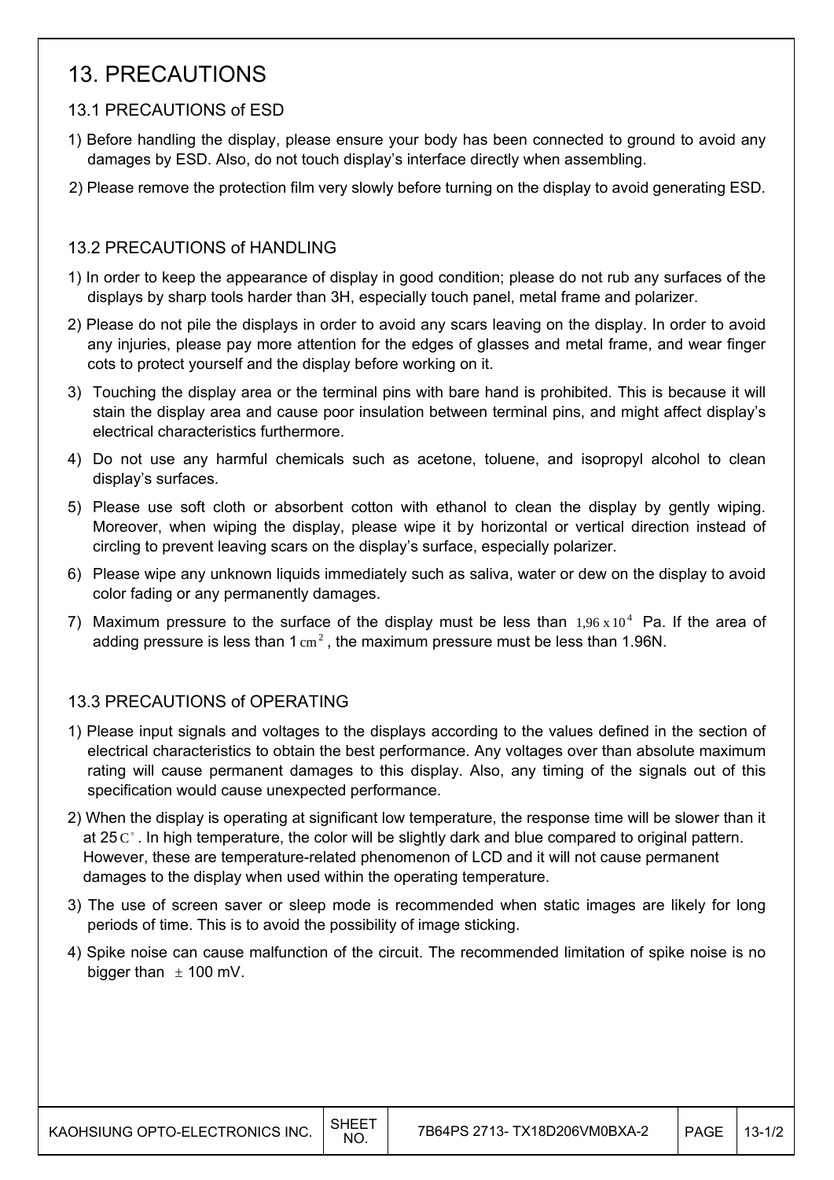# 13. PRECAUTIONS

## 13.1 PRECAUTIONS of ESD

1) Before handling the display, please ensure your body has been connected to ground to avoid any damages by ESD. Also, do not touch display's interface directly when assembling.
2) Please remove the protection film very slowly before turning on the display to avoid generating ESD.

## 13.2 PRECAUTIONS of HANDLING

1) In order to keep the appearance of display in good condition; please do not rub any surfaces of the displays by sharp tools harder than 3H, especially touch panel, metal frame and polarizer.
2) Please do not pile the displays in order to avoid any scars leaving on the display. In order to avoid any injuries, please pay more attention for the edges of glasses and metal frame, and wear finger cots to protect yourself and the display before working on it.
3) Touching the display area or the terminal pins with bare hand is prohibited. This is because it will stain the display area and cause poor insulation between terminal pins, and might affect display's electrical characteristics furthermore.
4) Do not use any harmful chemicals such as acetone, toluene, and isopropyl alcohol to clean display's surfaces.
5) Please use soft cloth or absorbent cotton with ethanol to clean the display by gently wiping. Moreover, when wiping the display, please wipe it by horizontal or vertical direction instead of circling to prevent leaving scars on the display's surface, especially polarizer.
6) Please wipe any unknown liquids immediately such as saliva, water or dew on the display to avoid color fading or any permanently damages.
7) Maximum pressure to the surface of the display must be less than $1,96 \times 10^4$ Pa. If the area of adding pressure is less than 1 $cm^2$, the maximum pressure must be less than 1.96N.

## 13.3 PRECAUTIONS of OPERATING

1) Please input signals and voltages to the displays according to the values defined in the section of electrical characteristics to obtain the best performance. Any voltages over than absolute maximum rating will cause permanent damages to this display. Also, any timing of the signals out of this specification would cause unexpected performance.
2) When the display is operating at significant low temperature, the response time will be slower than it at 25 $C^{\circ}$. In high temperature, the color will be slightly dark and blue compared to original pattern. However, these are temperature-related phenomenon of LCD and it will not cause permanent damages to the display when used within the operating temperature.
3) The use of screen saver or sleep mode is recommended when static images are likely for long periods of time. This is to avoid the possibility of image sticking.
4) Spike noise can cause malfunction of the circuit. The recommended limitation of spike noise is no bigger than $\pm$ 100 mV.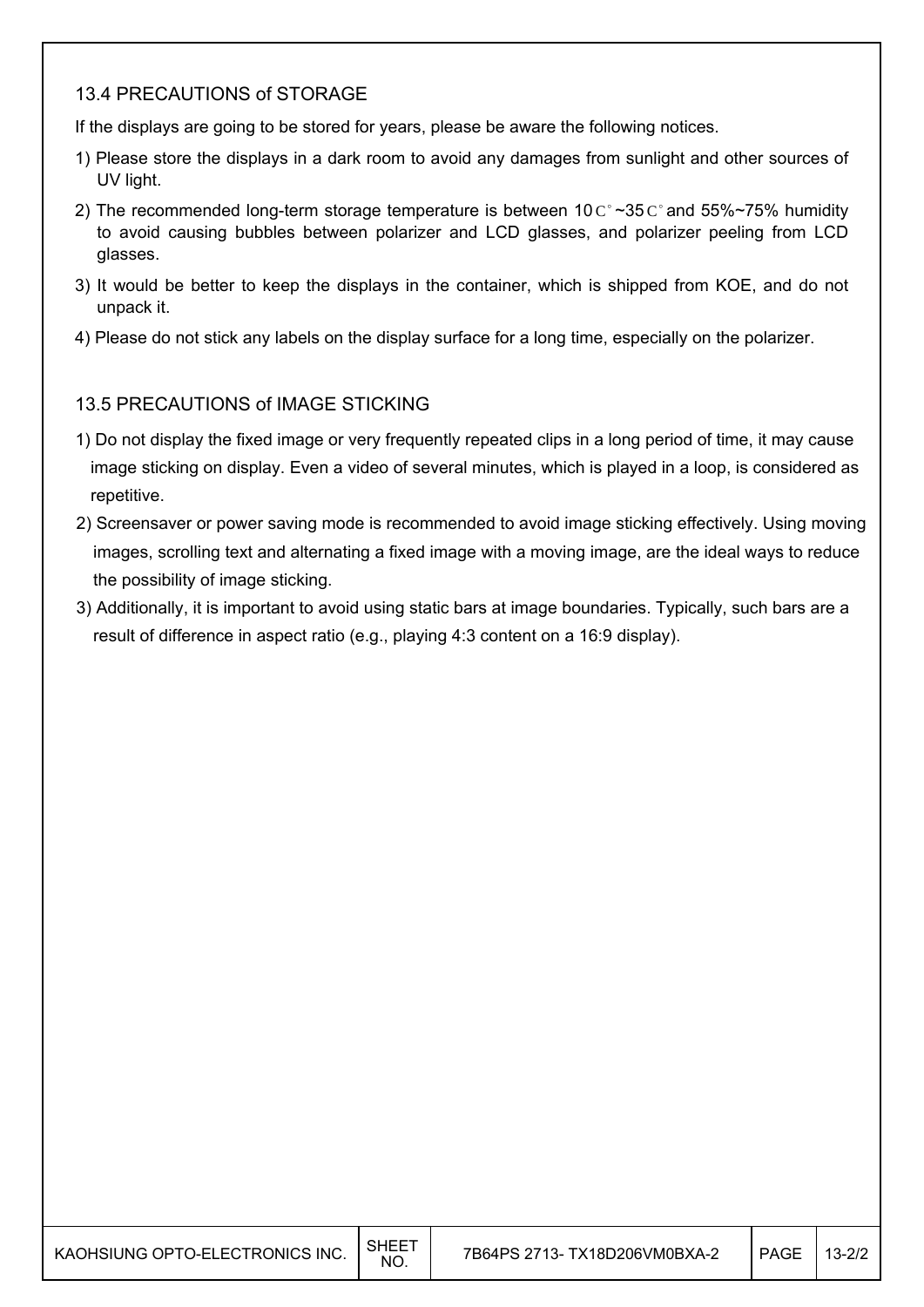### 13.4 PRECAUTIONS of STORAGE

If the displays are going to be stored for years, please be aware the following notices.

1) Please store the displays in a dark room to avoid any damages from sunlight and other sources of UV light.
2) The recommended long-term storage temperature is between 10C°~35C° and 55%~75% humidity to avoid causing bubbles between polarizer and LCD glasses, and polarizer peeling from LCD glasses.
3) It would be better to keep the displays in the container, which is shipped from KOE, and do not unpack it.
4) Please do not stick any labels on the display surface for a long time, especially on the polarizer.

### 13.5 PRECAUTIONS of IMAGE STICKING

1) Do not display the fixed image or very frequently repeated clips in a long period of time, it may cause image sticking on display. Even a video of several minutes, which is played in a loop, is considered as repetitive.
2) Screensaver or power saving mode is recommended to avoid image sticking effectively. Using moving images, scrolling text and alternating a fixed image with a moving image, are the ideal ways to reduce the possibility of image sticking.
3) Additionally, it is important to avoid using static bars at image boundaries. Typically, such bars are a result of difference in aspect ratio (e.g., playing 4:3 content on a 16:9 display).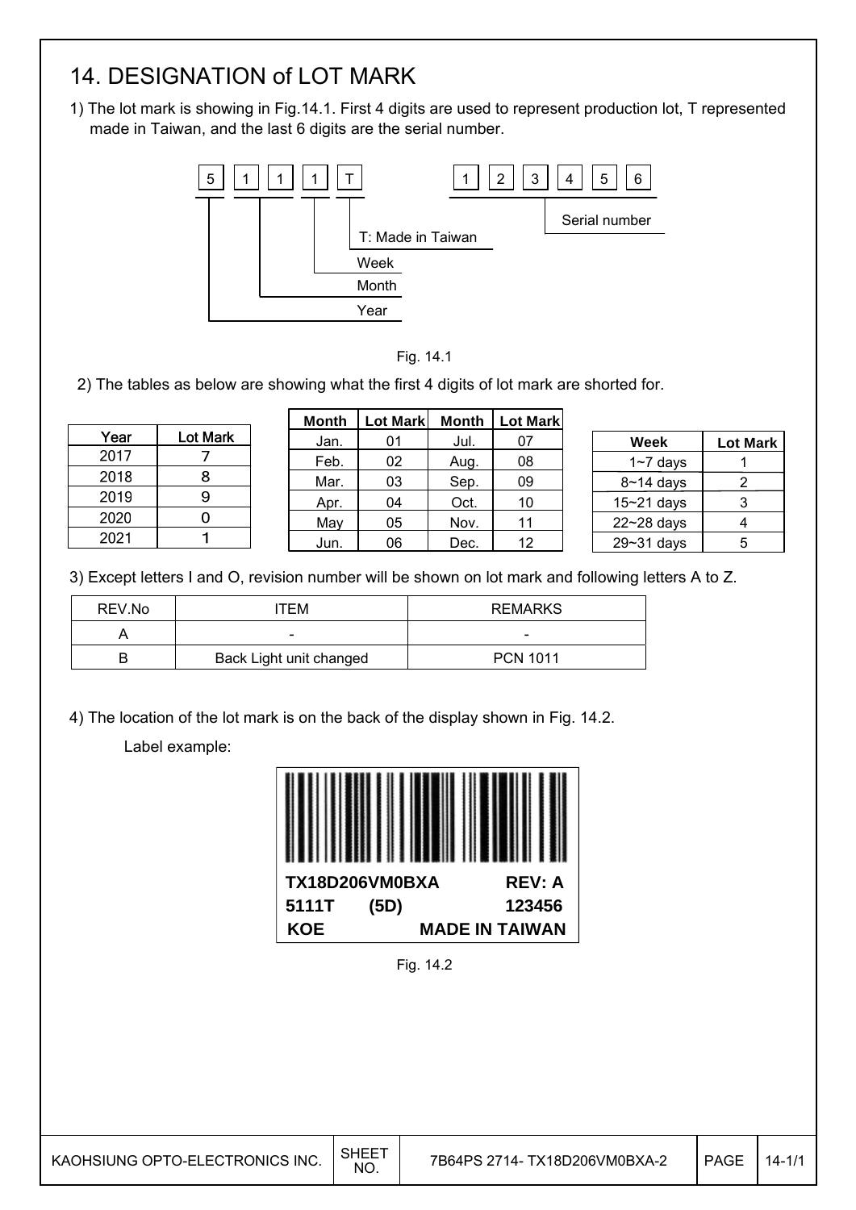# 14. DESIGNATION of LOT MARK

1) The lot mark is showing in Fig.14.1. First 4 digits are used to represent production lot, T represented made in Taiwan, and the last 6 digits are the serial number.

5 1 1 1 T 1 2 3 4 5 6

T: Made in Taiwan

Serial number

Week

Month

Year

Fig. 14.1

2) The tables as below are showing what the first 4 digits of lot mark are shorted for.

| Year | Lot Mark |
|---|---|
| 2017 | 7 |
| 2018 | 8 |
| 2019 | 9 |
| 2020 | 0 |
| 2021 | 1 |

| Month | Lot Mark | Month | Lot Mark |
|---|---|---|---|
| Jan. | 01 | Jul. | 07 |
| Feb. | 02 | Aug. | 08 |
| Mar. | 03 | Sep. | 09 |
| Apr. | 04 | Oct. | 10 |
| May | 05 | Nov. | 11 |
| Jun. | 06 | Dec. | 12 |

| Week | Lot Mark |
|---|---|
| 1~7 days | 1 |
| 8~14 days | 2 |
| 15~21 days | 3 |
| 22~28 days | 4 |
| 29~31 days | 5 |

3) Except letters I and O, revision number will be shown on lot mark and following letters A to Z.

| REV.No | ITEM | REMARKS |
|---|---|---|
| A | - | - |
| B | Back Light unit changed | PCN 1011 |

4) The location of the lot mark is on the back of the display shown in Fig. 14.2.

Label example:

**TX18D206VM0BXA** **REV: A**
**5111T** **(5D)** **123456**
**KOE** **MADE IN TAIWAN**

Fig. 14.2